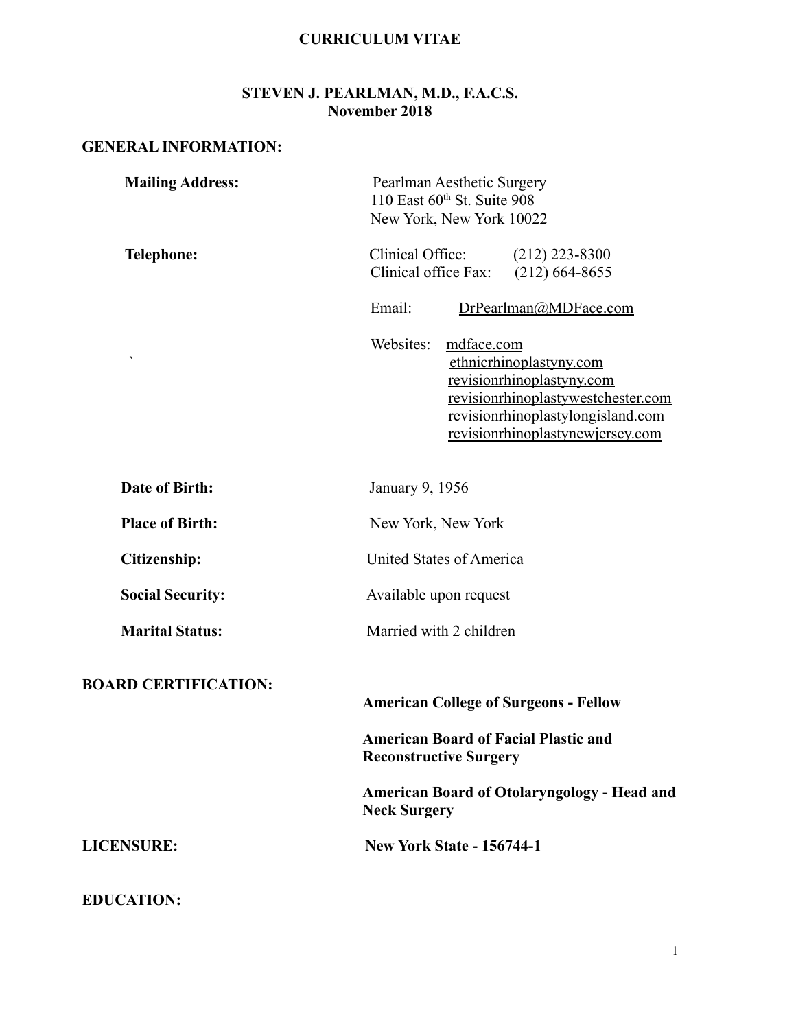# CURRICULUM VITAE

## STEVEN J. PEARLMAN, M.D., F.A.C.S.
**November 2018**

## GENERAL INFORMATION:

**Mailing Address:**
Pearlman Aesthetic Surgery
110 East 60th St. Suite 908
New York, New York 10022

**Telephone:**
Clinical Office: (212) 223-8300
Clinical office Fax: (212) 664-8655

Email: DrPearlman@MDFace.com

Websites:
mdface.com
ethnicrhinoplastyny.com
revisionrhinoplastyny.com
revisionrhinoplastywestchester.com
revisionrhinoplastylongisland.com
revisionrhinoplastynewjersey.com

**Date of Birth:** January 9, 1956

**Place of Birth:** New York, New York

**Citizenship:** United States of America

**Social Security:** Available upon request

**Marital Status:** Married with 2 children

## BOARD CERTIFICATION:

**American College of Surgeons - Fellow**

**American Board of Facial Plastic and Reconstructive Surgery**

**American Board of Otolaryngology - Head and Neck Surgery**

## LICENSURE:

**New York State - 156744-1**

## EDUCATION: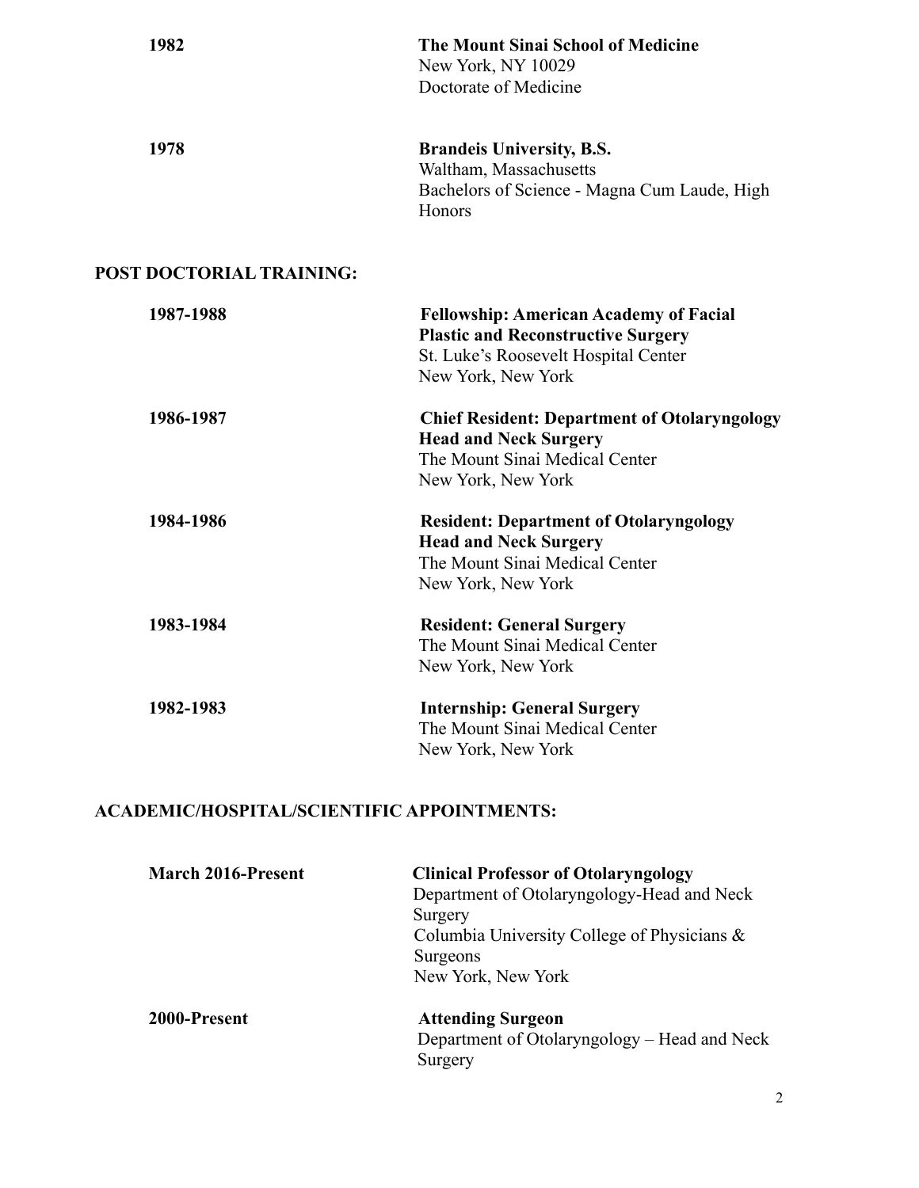**1982**
**The Mount Sinai School of Medicine**
New York, NY 10029
Doctorate of Medicine

**1978**
**Brandeis University, B.S.**
Waltham, Massachusetts
Bachelors of Science - Magna Cum Laude, High Honors

## POST DOCTORIAL TRAINING:

**1987-1988**
**Fellowship: American Academy of Facial Plastic and Reconstructive Surgery**
St. Luke's Roosevelt Hospital Center
New York, New York

**1986-1987**
**Chief Resident: Department of Otolaryngology Head and Neck Surgery**
The Mount Sinai Medical Center
New York, New York

**1984-1986**
**Resident: Department of Otolaryngology Head and Neck Surgery**
The Mount Sinai Medical Center
New York, New York

**1983-1984**
**Resident: General Surgery**
The Mount Sinai Medical Center
New York, New York

**1982-1983**
**Internship: General Surgery**
The Mount Sinai Medical Center
New York, New York

## ACADEMIC/HOSPITAL/SCIENTIFIC APPOINTMENTS:

**March 2016-Present**
**Clinical Professor of Otolaryngology**
Department of Otolaryngology-Head and Neck Surgery
Columbia University College of Physicians & Surgeons
New York, New York

**2000-Present**
**Attending Surgeon**
Department of Otolaryngology – Head and Neck Surgery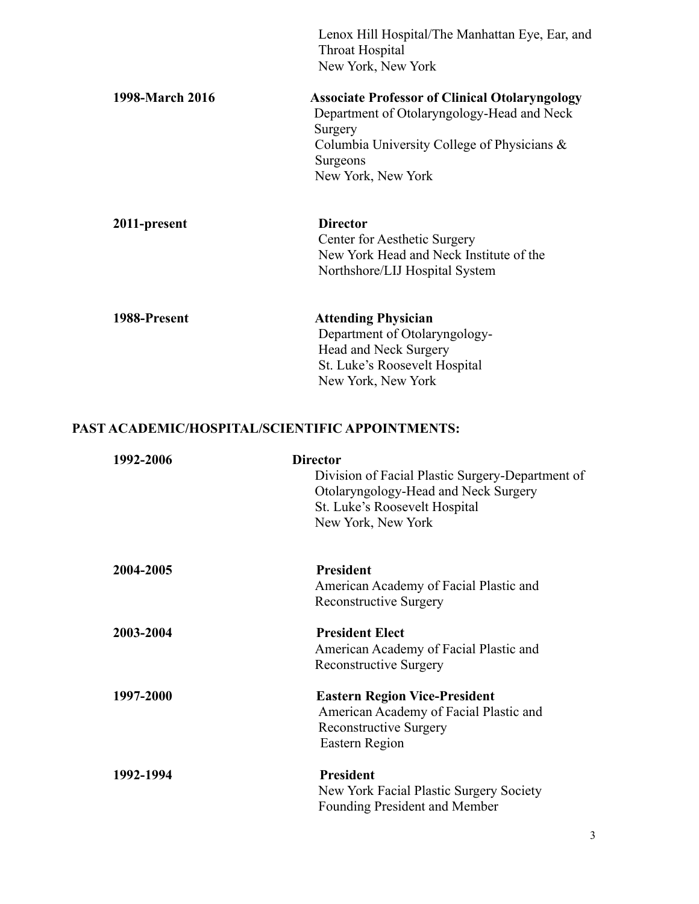Lenox Hill Hospital/The Manhattan Eye, Ear, and Throat Hospital
New York, New York

**1998-March 2016** — **Associate Professor of Clinical Otolaryngology**
Department of Otolaryngology-Head and Neck Surgery
Columbia University College of Physicians & Surgeons
New York, New York

**2011-present** — **Director**
Center for Aesthetic Surgery
New York Head and Neck Institute of the Northshore/LIJ Hospital System

**1988-Present** — **Attending Physician**
Department of Otolaryngology-Head and Neck Surgery
St. Luke's Roosevelt Hospital
New York, New York

## PAST ACADEMIC/HOSPITAL/SCIENTIFIC APPOINTMENTS:

**1992-2006** — **Director**
Division of Facial Plastic Surgery-Department of Otolaryngology-Head and Neck Surgery
St. Luke's Roosevelt Hospital
New York, New York

**2004-2005** — **President**
American Academy of Facial Plastic and Reconstructive Surgery

**2003-2004** — **President Elect**
American Academy of Facial Plastic and Reconstructive Surgery

**1997-2000** — **Eastern Region Vice-President**
American Academy of Facial Plastic and Reconstructive Surgery
Eastern Region

**1992-1994** — **President**
New York Facial Plastic Surgery Society
Founding President and Member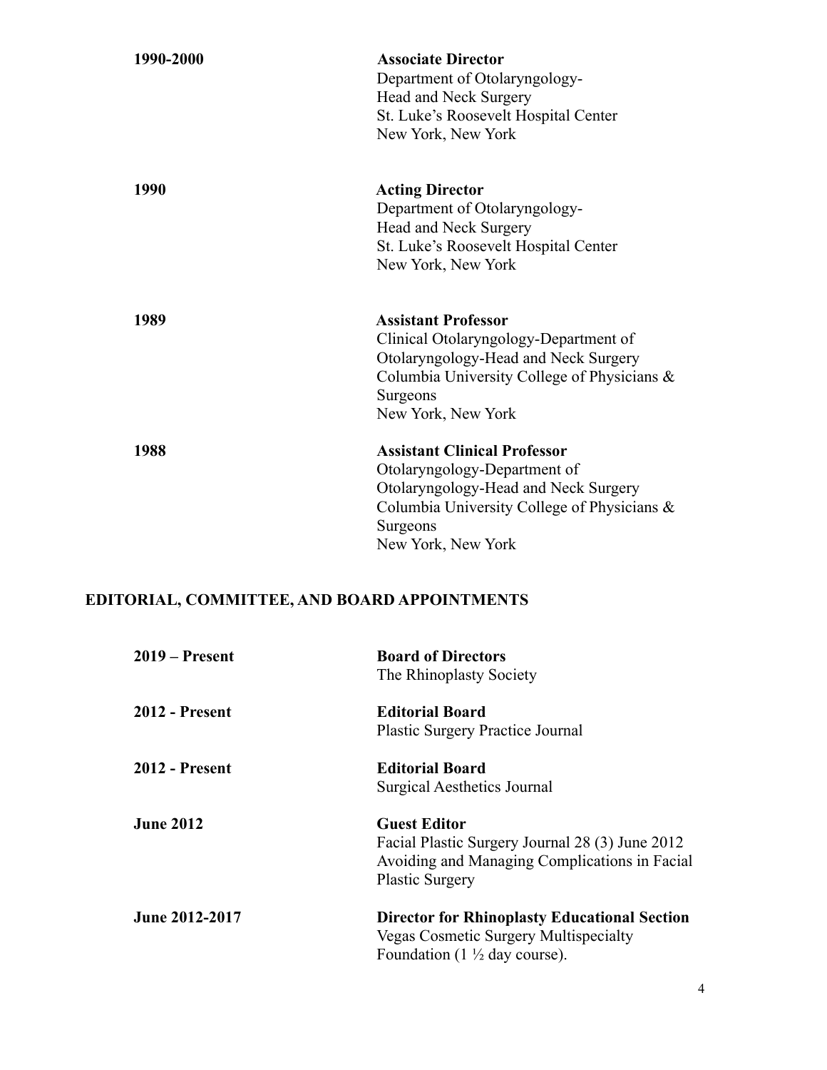**1990-2000**

**Associate Director**
Department of Otolaryngology-
Head and Neck Surgery
St. Luke's Roosevelt Hospital Center
New York, New York

**1990**

**Acting Director**
Department of Otolaryngology-
Head and Neck Surgery
St. Luke's Roosevelt Hospital Center
New York, New York

**1989**

**Assistant Professor**
Clinical Otolaryngology-Department of
Otolaryngology-Head and Neck Surgery
Columbia University College of Physicians &
Surgeons
New York, New York

**1988**

**Assistant Clinical Professor**
Otolaryngology-Department of
Otolaryngology-Head and Neck Surgery
Columbia University College of Physicians &
Surgeons
New York, New York

## EDITORIAL, COMMITTEE, AND BOARD APPOINTMENTS

**2019 – Present**

**Board of Directors**
The Rhinoplasty Society

**2012 - Present**

**Editorial Board**
Plastic Surgery Practice Journal

**2012 - Present**

**Editorial Board**
Surgical Aesthetics Journal

**June 2012**

**Guest Editor**
Facial Plastic Surgery Journal 28 (3) June 2012
Avoiding and Managing Complications in Facial
Plastic Surgery

**June 2012-2017**

**Director for Rhinoplasty Educational Section**
Vegas Cosmetic Surgery Multispecialty
Foundation (1 ½ day course).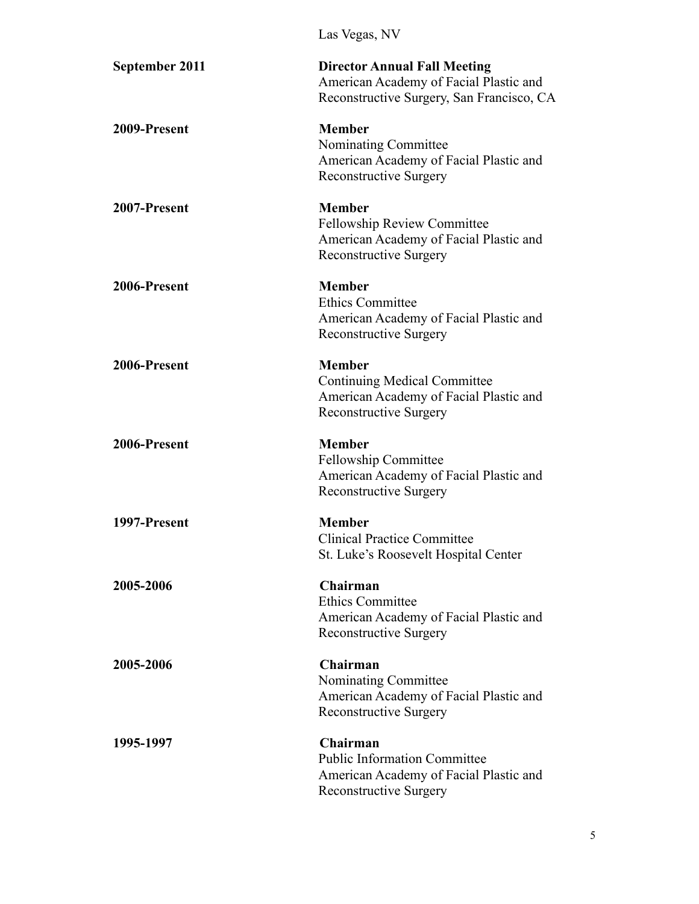Las Vegas, NV

**September 2011** — **Director Annual Fall Meeting**
American Academy of Facial Plastic and Reconstructive Surgery, San Francisco, CA

**2009-Present** — **Member**
Nominating Committee
American Academy of Facial Plastic and Reconstructive Surgery

**2007-Present** — **Member**
Fellowship Review Committee
American Academy of Facial Plastic and Reconstructive Surgery

**2006-Present** — **Member**
Ethics Committee
American Academy of Facial Plastic and Reconstructive Surgery

**2006-Present** — **Member**
Continuing Medical Committee
American Academy of Facial Plastic and Reconstructive Surgery

**2006-Present** — **Member**
Fellowship Committee
American Academy of Facial Plastic and Reconstructive Surgery

**1997-Present** — **Member**
Clinical Practice Committee
St. Luke's Roosevelt Hospital Center

**2005-2006** — **Chairman**
Ethics Committee
American Academy of Facial Plastic and Reconstructive Surgery

**2005-2006** — **Chairman**
Nominating Committee
American Academy of Facial Plastic and Reconstructive Surgery

**1995-1997** — **Chairman**
Public Information Committee
American Academy of Facial Plastic and Reconstructive Surgery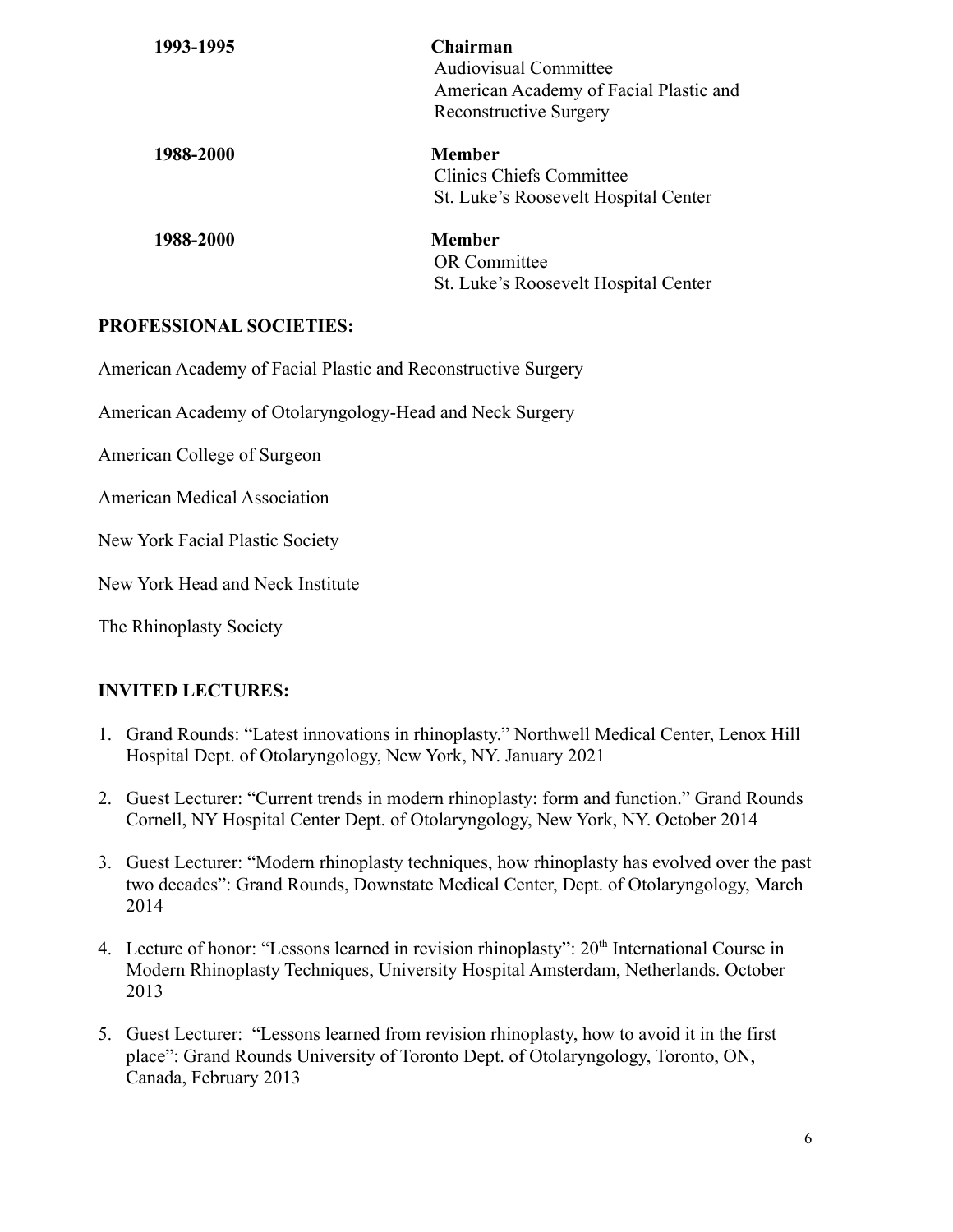**1993-1995** **Chairman**
Audiovisual Committee
American Academy of Facial Plastic and Reconstructive Surgery

**1988-2000** **Member**
Clinics Chiefs Committee
St. Luke's Roosevelt Hospital Center

**1988-2000** **Member**
OR Committee
St. Luke's Roosevelt Hospital Center

## PROFESSIONAL SOCIETIES:

American Academy of Facial Plastic and Reconstructive Surgery

American Academy of Otolaryngology-Head and Neck Surgery

American College of Surgeon

American Medical Association

New York Facial Plastic Society

New York Head and Neck Institute

The Rhinoplasty Society

## INVITED LECTURES:

1. Grand Rounds: "Latest innovations in rhinoplasty." Northwell Medical Center, Lenox Hill Hospital Dept. of Otolaryngology, New York, NY. January 2021

2. Guest Lecturer: "Current trends in modern rhinoplasty: form and function." Grand Rounds Cornell, NY Hospital Center Dept. of Otolaryngology, New York, NY. October 2014

3. Guest Lecturer: "Modern rhinoplasty techniques, how rhinoplasty has evolved over the past two decades": Grand Rounds, Downstate Medical Center, Dept. of Otolaryngology, March 2014

4. Lecture of honor: "Lessons learned in revision rhinoplasty": 20th International Course in Modern Rhinoplasty Techniques, University Hospital Amsterdam, Netherlands. October 2013

5. Guest Lecturer: "Lessons learned from revision rhinoplasty, how to avoid it in the first place": Grand Rounds University of Toronto Dept. of Otolaryngology, Toronto, ON, Canada, February 2013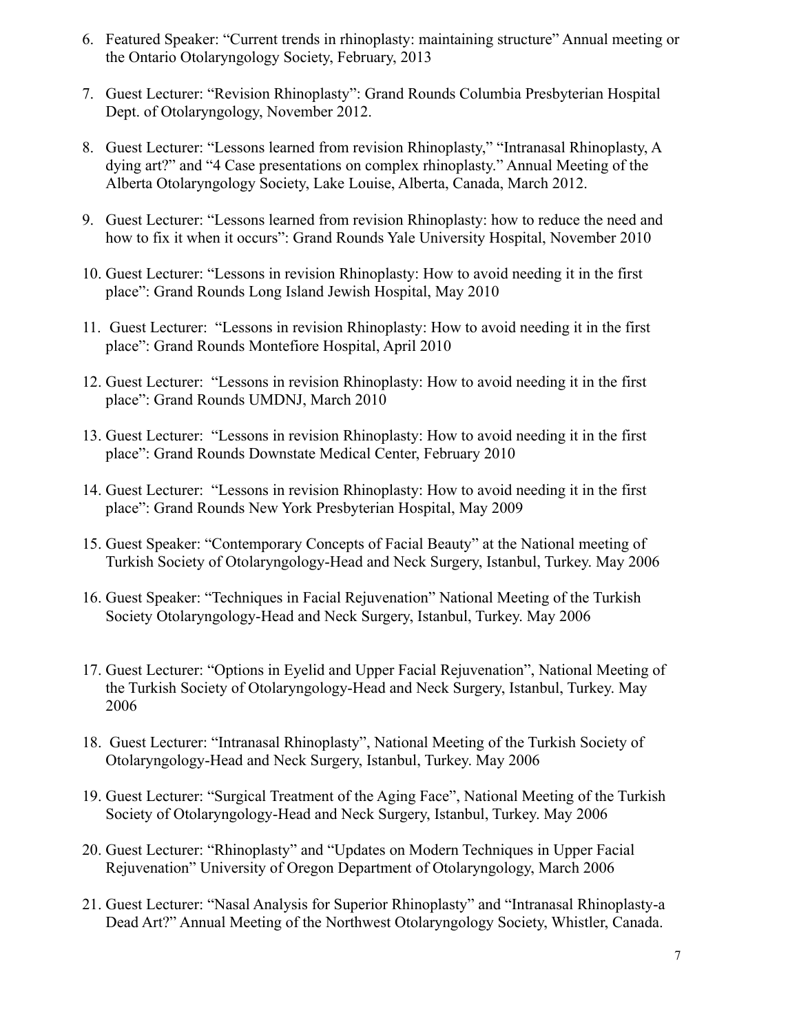6. Featured Speaker: "Current trends in rhinoplasty: maintaining structure" Annual meeting or the Ontario Otolaryngology Society, February, 2013

7. Guest Lecturer: "Revision Rhinoplasty": Grand Rounds Columbia Presbyterian Hospital Dept. of Otolaryngology, November 2012.

8. Guest Lecturer: "Lessons learned from revision Rhinoplasty," "Intranasal Rhinoplasty, A dying art?" and "4 Case presentations on complex rhinoplasty." Annual Meeting of the Alberta Otolaryngology Society, Lake Louise, Alberta, Canada, March 2012.

9. Guest Lecturer: "Lessons learned from revision Rhinoplasty: how to reduce the need and how to fix it when it occurs": Grand Rounds Yale University Hospital, November 2010

10. Guest Lecturer: "Lessons in revision Rhinoplasty: How to avoid needing it in the first place": Grand Rounds Long Island Jewish Hospital, May 2010

11. Guest Lecturer: "Lessons in revision Rhinoplasty: How to avoid needing it in the first place": Grand Rounds Montefiore Hospital, April 2010

12. Guest Lecturer: "Lessons in revision Rhinoplasty: How to avoid needing it in the first place": Grand Rounds UMDNJ, March 2010

13. Guest Lecturer: "Lessons in revision Rhinoplasty: How to avoid needing it in the first place": Grand Rounds Downstate Medical Center, February 2010

14. Guest Lecturer: "Lessons in revision Rhinoplasty: How to avoid needing it in the first place": Grand Rounds New York Presbyterian Hospital, May 2009

15. Guest Speaker: "Contemporary Concepts of Facial Beauty" at the National meeting of Turkish Society of Otolaryngology-Head and Neck Surgery, Istanbul, Turkey. May 2006

16. Guest Speaker: "Techniques in Facial Rejuvenation" National Meeting of the Turkish Society Otolaryngology-Head and Neck Surgery, Istanbul, Turkey. May 2006

17. Guest Lecturer: "Options in Eyelid and Upper Facial Rejuvenation", National Meeting of the Turkish Society of Otolaryngology-Head and Neck Surgery, Istanbul, Turkey. May 2006

18. Guest Lecturer: "Intranasal Rhinoplasty", National Meeting of the Turkish Society of Otolaryngology-Head and Neck Surgery, Istanbul, Turkey. May 2006

19. Guest Lecturer: "Surgical Treatment of the Aging Face", National Meeting of the Turkish Society of Otolaryngology-Head and Neck Surgery, Istanbul, Turkey. May 2006

20. Guest Lecturer: "Rhinoplasty" and "Updates on Modern Techniques in Upper Facial Rejuvenation" University of Oregon Department of Otolaryngology, March 2006

21. Guest Lecturer: "Nasal Analysis for Superior Rhinoplasty" and "Intranasal Rhinoplasty-a Dead Art?" Annual Meeting of the Northwest Otolaryngology Society, Whistler, Canada.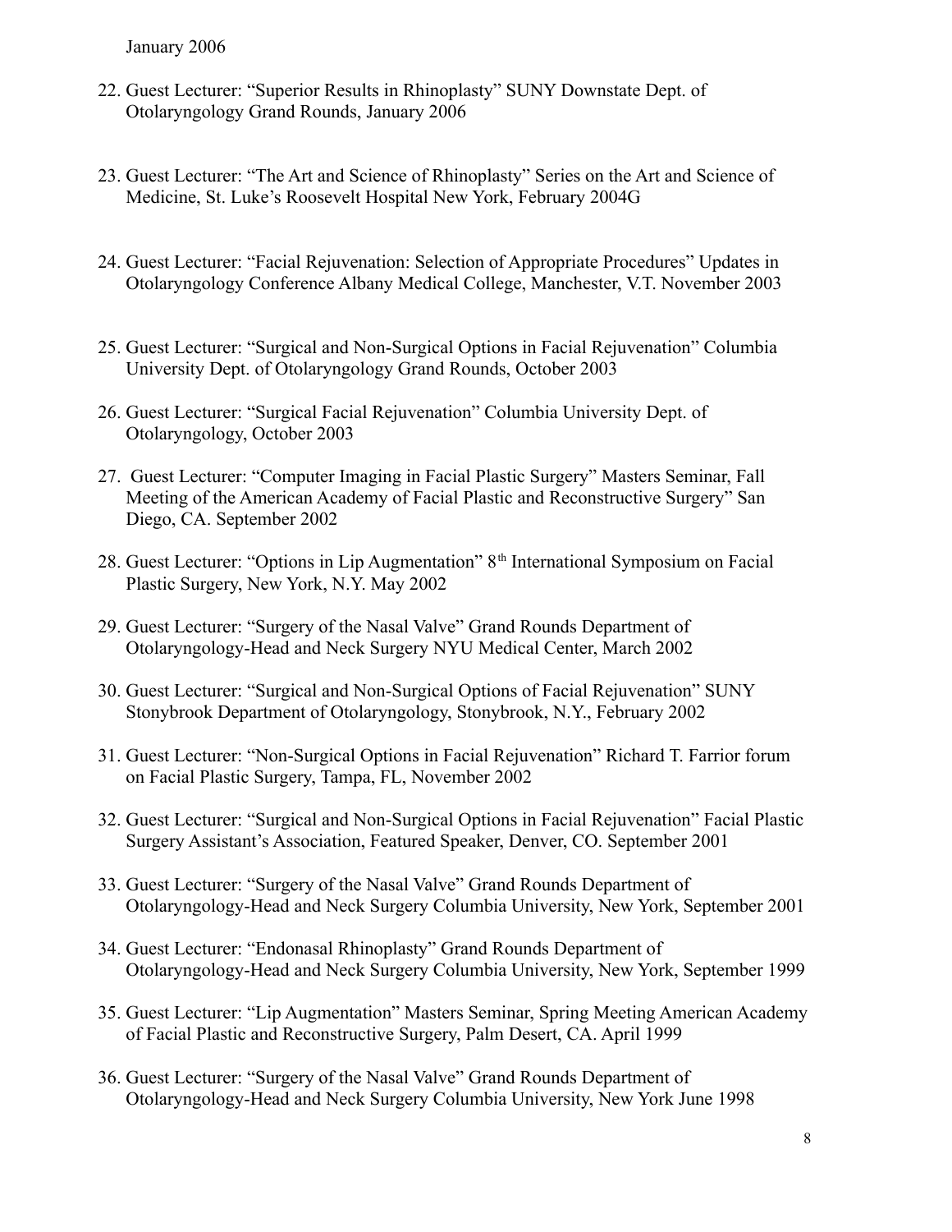January 2006

22. Guest Lecturer: "Superior Results in Rhinoplasty" SUNY Downstate Dept. of Otolaryngology Grand Rounds, January 2006

23. Guest Lecturer: "The Art and Science of Rhinoplasty" Series on the Art and Science of Medicine, St. Luke's Roosevelt Hospital New York, February 2004G

24. Guest Lecturer: "Facial Rejuvenation: Selection of Appropriate Procedures" Updates in Otolaryngology Conference Albany Medical College, Manchester, V.T. November 2003

25. Guest Lecturer: "Surgical and Non-Surgical Options in Facial Rejuvenation" Columbia University Dept. of Otolaryngology Grand Rounds, October 2003

26. Guest Lecturer: "Surgical Facial Rejuvenation" Columbia University Dept. of Otolaryngology, October 2003

27. Guest Lecturer: "Computer Imaging in Facial Plastic Surgery" Masters Seminar, Fall Meeting of the American Academy of Facial Plastic and Reconstructive Surgery" San Diego, CA. September 2002

28. Guest Lecturer: "Options in Lip Augmentation" 8th International Symposium on Facial Plastic Surgery, New York, N.Y. May 2002

29. Guest Lecturer: "Surgery of the Nasal Valve" Grand Rounds Department of Otolaryngology-Head and Neck Surgery NYU Medical Center, March 2002

30. Guest Lecturer: "Surgical and Non-Surgical Options of Facial Rejuvenation" SUNY Stonybrook Department of Otolaryngology, Stonybrook, N.Y., February 2002

31. Guest Lecturer: "Non-Surgical Options in Facial Rejuvenation" Richard T. Farrior forum on Facial Plastic Surgery, Tampa, FL, November 2002

32. Guest Lecturer: "Surgical and Non-Surgical Options in Facial Rejuvenation" Facial Plastic Surgery Assistant's Association, Featured Speaker, Denver, CO. September 2001

33. Guest Lecturer: "Surgery of the Nasal Valve" Grand Rounds Department of Otolaryngology-Head and Neck Surgery Columbia University, New York, September 2001

34. Guest Lecturer: "Endonasal Rhinoplasty" Grand Rounds Department of Otolaryngology-Head and Neck Surgery Columbia University, New York, September 1999

35. Guest Lecturer: "Lip Augmentation" Masters Seminar, Spring Meeting American Academy of Facial Plastic and Reconstructive Surgery, Palm Desert, CA. April 1999

36. Guest Lecturer: "Surgery of the Nasal Valve" Grand Rounds Department of Otolaryngology-Head and Neck Surgery Columbia University, New York June 1998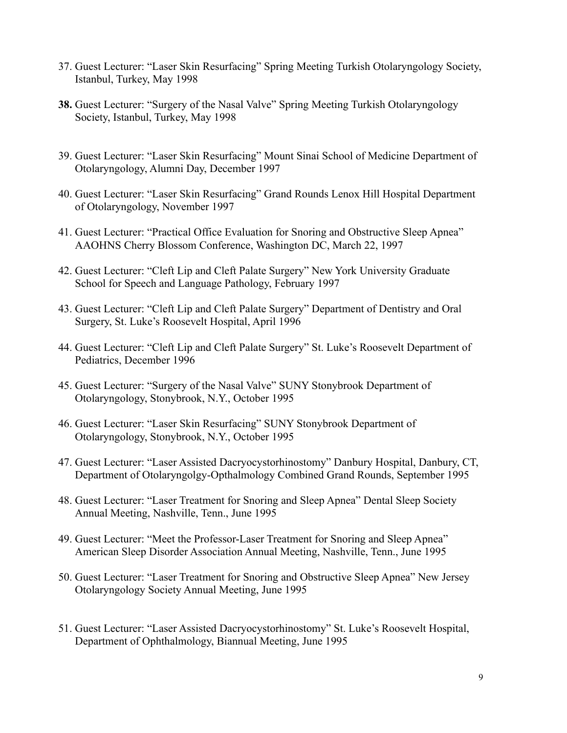37. Guest Lecturer: “Laser Skin Resurfacing” Spring Meeting Turkish Otolaryngology Society, Istanbul, Turkey, May 1998

**38.** Guest Lecturer: “Surgery of the Nasal Valve” Spring Meeting Turkish Otolaryngology Society, Istanbul, Turkey, May 1998

39. Guest Lecturer: “Laser Skin Resurfacing” Mount Sinai School of Medicine Department of Otolaryngology, Alumni Day, December 1997

40. Guest Lecturer: “Laser Skin Resurfacing” Grand Rounds Lenox Hill Hospital Department of Otolaryngology, November 1997

41. Guest Lecturer: “Practical Office Evaluation for Snoring and Obstructive Sleep Apnea” AAOHNS Cherry Blossom Conference, Washington DC, March 22, 1997

42. Guest Lecturer: “Cleft Lip and Cleft Palate Surgery” New York University Graduate School for Speech and Language Pathology, February 1997

43. Guest Lecturer: “Cleft Lip and Cleft Palate Surgery” Department of Dentistry and Oral Surgery, St. Luke’s Roosevelt Hospital, April 1996

44. Guest Lecturer: “Cleft Lip and Cleft Palate Surgery” St. Luke’s Roosevelt Department of Pediatrics, December 1996

45. Guest Lecturer: “Surgery of the Nasal Valve” SUNY Stonybrook Department of Otolaryngology, Stonybrook, N.Y., October 1995

46. Guest Lecturer: “Laser Skin Resurfacing” SUNY Stonybrook Department of Otolaryngology, Stonybrook, N.Y., October 1995

47. Guest Lecturer: “Laser Assisted Dacryocystorhinostomy” Danbury Hospital, Danbury, CT, Department of Otolaryngolgy-Opthalmology Combined Grand Rounds, September 1995

48. Guest Lecturer: “Laser Treatment for Snoring and Sleep Apnea” Dental Sleep Society Annual Meeting, Nashville, Tenn., June 1995

49. Guest Lecturer: “Meet the Professor-Laser Treatment for Snoring and Sleep Apnea” American Sleep Disorder Association Annual Meeting, Nashville, Tenn., June 1995

50. Guest Lecturer: “Laser Treatment for Snoring and Obstructive Sleep Apnea” New Jersey Otolaryngology Society Annual Meeting, June 1995

51. Guest Lecturer: “Laser Assisted Dacryocystorhinostomy” St. Luke’s Roosevelt Hospital, Department of Ophthalmology, Biannual Meeting, June 1995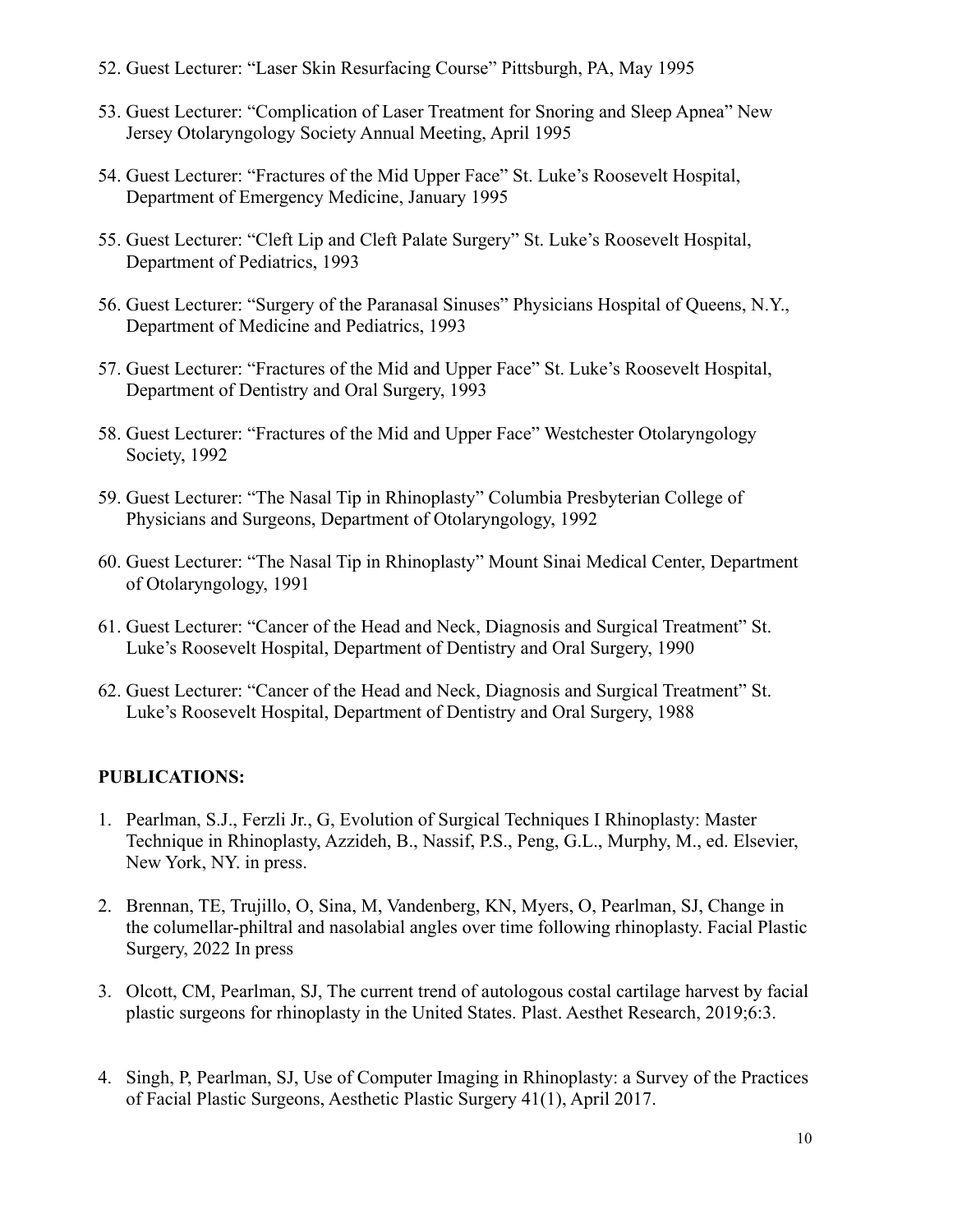52. Guest Lecturer: "Laser Skin Resurfacing Course" Pittsburgh, PA, May 1995

53. Guest Lecturer: "Complication of Laser Treatment for Snoring and Sleep Apnea" New Jersey Otolaryngology Society Annual Meeting, April 1995

54. Guest Lecturer: "Fractures of the Mid Upper Face" St. Luke's Roosevelt Hospital, Department of Emergency Medicine, January 1995

55. Guest Lecturer: "Cleft Lip and Cleft Palate Surgery" St. Luke's Roosevelt Hospital, Department of Pediatrics, 1993

56. Guest Lecturer: "Surgery of the Paranasal Sinuses" Physicians Hospital of Queens, N.Y., Department of Medicine and Pediatrics, 1993

57. Guest Lecturer: "Fractures of the Mid and Upper Face" St. Luke's Roosevelt Hospital, Department of Dentistry and Oral Surgery, 1993

58. Guest Lecturer: "Fractures of the Mid and Upper Face" Westchester Otolaryngology Society, 1992

59. Guest Lecturer: "The Nasal Tip in Rhinoplasty" Columbia Presbyterian College of Physicians and Surgeons, Department of Otolaryngology, 1992

60. Guest Lecturer: "The Nasal Tip in Rhinoplasty" Mount Sinai Medical Center, Department of Otolaryngology, 1991

61. Guest Lecturer: "Cancer of the Head and Neck, Diagnosis and Surgical Treatment" St. Luke's Roosevelt Hospital, Department of Dentistry and Oral Surgery, 1990

62. Guest Lecturer: "Cancer of the Head and Neck, Diagnosis and Surgical Treatment" St. Luke's Roosevelt Hospital, Department of Dentistry and Oral Surgery, 1988

**PUBLICATIONS:**

1. Pearlman, S.J., Ferzli Jr., G, Evolution of Surgical Techniques I Rhinoplasty: Master Technique in Rhinoplasty, Azzideh, B., Nassif, P.S., Peng, G.L., Murphy, M., ed. Elsevier, New York, NY. in press.

2. Brennan, TE, Trujillo, O, Sina, M, Vandenberg, KN, Myers, O, Pearlman, SJ, Change in the columellar-philtral and nasolabial angles over time following rhinoplasty. Facial Plastic Surgery, 2022 In press

3. Olcott, CM, Pearlman, SJ, The current trend of autologous costal cartilage harvest by facial plastic surgeons for rhinoplasty in the United States. Plast. Aesthet Research, 2019;6:3.

4. Singh, P, Pearlman, SJ, Use of Computer Imaging in Rhinoplasty: a Survey of the Practices of Facial Plastic Surgeons, Aesthetic Plastic Surgery 41(1), April 2017.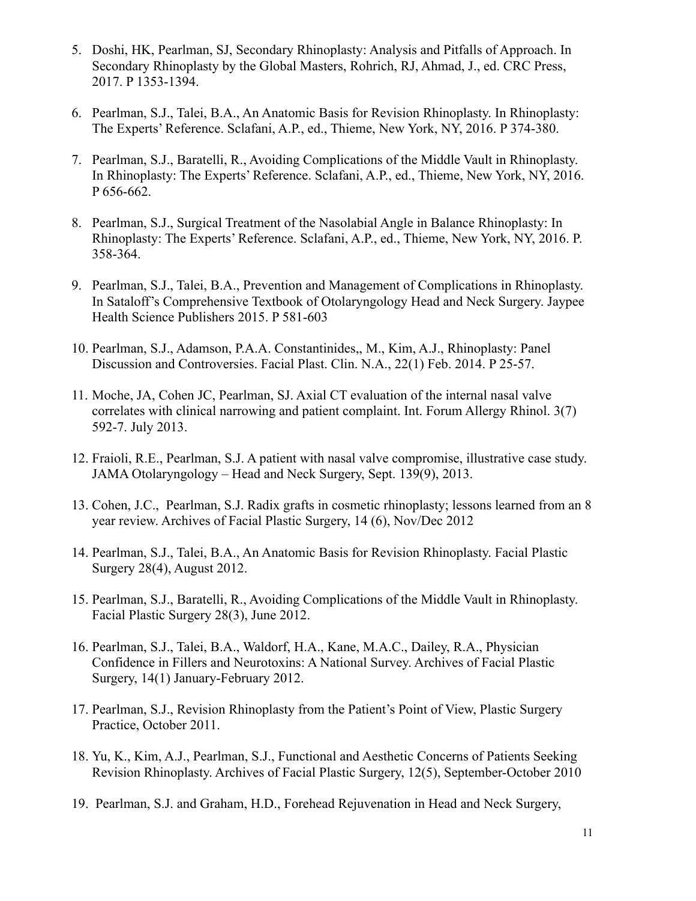5. Doshi, HK, Pearlman, SJ, Secondary Rhinoplasty: Analysis and Pitfalls of Approach. In Secondary Rhinoplasty by the Global Masters, Rohrich, RJ, Ahmad, J., ed. CRC Press, 2017. P 1353-1394.

6. Pearlman, S.J., Talei, B.A., An Anatomic Basis for Revision Rhinoplasty. In Rhinoplasty: The Experts' Reference. Sclafani, A.P., ed., Thieme, New York, NY, 2016. P 374-380.

7. Pearlman, S.J., Baratelli, R., Avoiding Complications of the Middle Vault in Rhinoplasty. In Rhinoplasty: The Experts' Reference. Sclafani, A.P., ed., Thieme, New York, NY, 2016. P 656-662.

8. Pearlman, S.J., Surgical Treatment of the Nasolabial Angle in Balance Rhinoplasty: In Rhinoplasty: The Experts' Reference. Sclafani, A.P., ed., Thieme, New York, NY, 2016. P. 358-364.

9. Pearlman, S.J., Talei, B.A., Prevention and Management of Complications in Rhinoplasty. In Sataloff's Comprehensive Textbook of Otolaryngology Head and Neck Surgery. Jaypee Health Science Publishers 2015. P 581-603

10. Pearlman, S.J., Adamson, P.A.A. Constantinides,, M., Kim, A.J., Rhinoplasty: Panel Discussion and Controversies. Facial Plast. Clin. N.A., 22(1) Feb. 2014. P 25-57.

11. Moche, JA, Cohen JC, Pearlman, SJ. Axial CT evaluation of the internal nasal valve correlates with clinical narrowing and patient complaint. Int. Forum Allergy Rhinol. 3(7) 592-7. July 2013.

12. Fraioli, R.E., Pearlman, S.J. A patient with nasal valve compromise, illustrative case study. JAMA Otolaryngology – Head and Neck Surgery, Sept. 139(9), 2013.

13. Cohen, J.C., Pearlman, S.J. Radix grafts in cosmetic rhinoplasty; lessons learned from an 8 year review. Archives of Facial Plastic Surgery, 14 (6), Nov/Dec 2012

14. Pearlman, S.J., Talei, B.A., An Anatomic Basis for Revision Rhinoplasty. Facial Plastic Surgery 28(4), August 2012.

15. Pearlman, S.J., Baratelli, R., Avoiding Complications of the Middle Vault in Rhinoplasty. Facial Plastic Surgery 28(3), June 2012.

16. Pearlman, S.J., Talei, B.A., Waldorf, H.A., Kane, M.A.C., Dailey, R.A., Physician Confidence in Fillers and Neurotoxins: A National Survey. Archives of Facial Plastic Surgery, 14(1) January-February 2012.

17. Pearlman, S.J., Revision Rhinoplasty from the Patient's Point of View, Plastic Surgery Practice, October 2011.

18. Yu, K., Kim, A.J., Pearlman, S.J., Functional and Aesthetic Concerns of Patients Seeking Revision Rhinoplasty. Archives of Facial Plastic Surgery, 12(5), September-October 2010

19. Pearlman, S.J. and Graham, H.D., Forehead Rejuvenation in Head and Neck Surgery,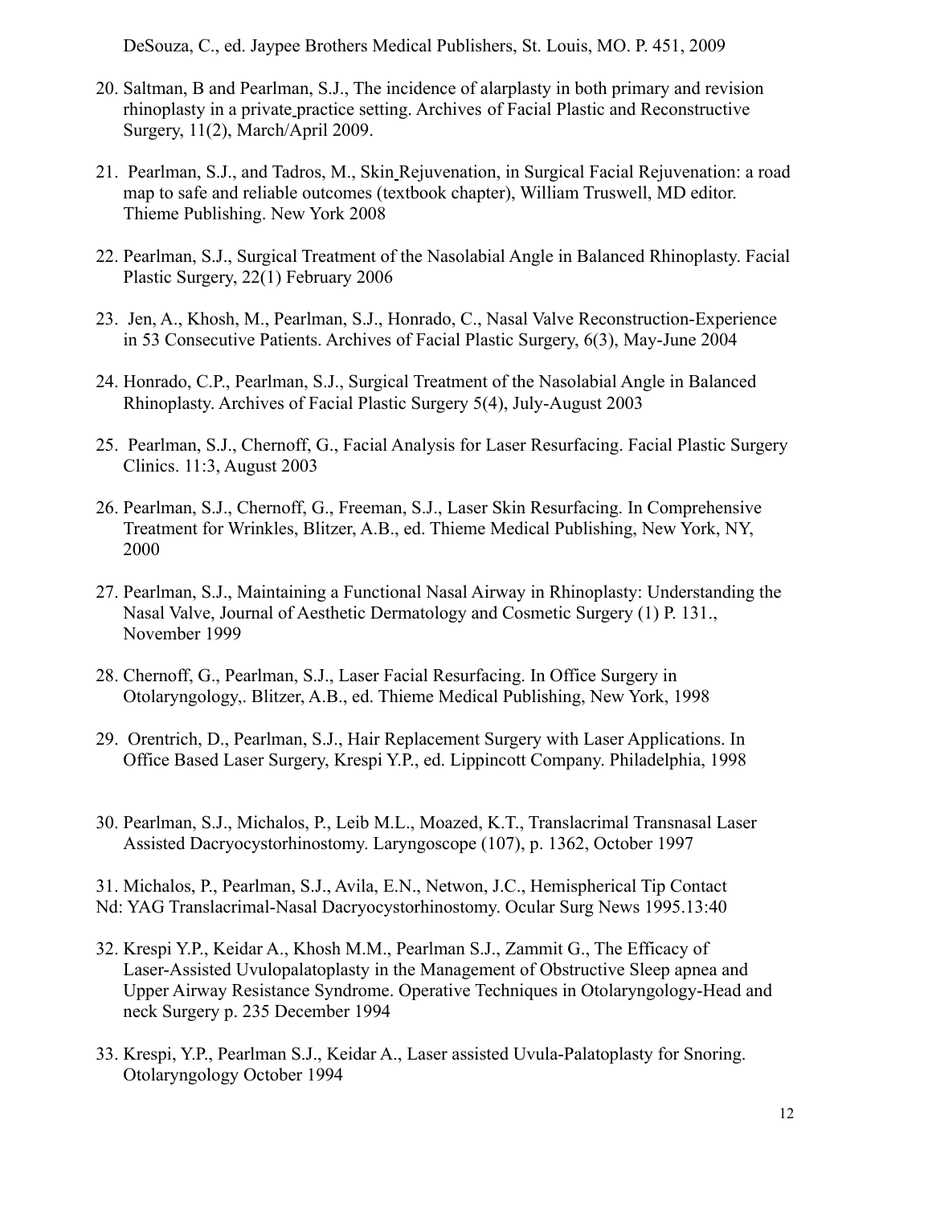DeSouza, C., ed. Jaypee Brothers Medical Publishers, St. Louis, MO. P. 451, 2009

20. Saltman, B and Pearlman, S.J., The incidence of alarplasty in both primary and revision rhinoplasty in a private practice setting. Archives of Facial Plastic and Reconstructive Surgery, 11(2), March/April 2009.

21. Pearlman, S.J., and Tadros, M., Skin Rejuvenation, in Surgical Facial Rejuvenation: a road map to safe and reliable outcomes (textbook chapter), William Truswell, MD editor. Thieme Publishing. New York 2008

22. Pearlman, S.J., Surgical Treatment of the Nasolabial Angle in Balanced Rhinoplasty. Facial Plastic Surgery, 22(1) February 2006

23. Jen, A., Khosh, M., Pearlman, S.J., Honrado, C., Nasal Valve Reconstruction-Experience in 53 Consecutive Patients. Archives of Facial Plastic Surgery, 6(3), May-June 2004

24. Honrado, C.P., Pearlman, S.J., Surgical Treatment of the Nasolabial Angle in Balanced Rhinoplasty. Archives of Facial Plastic Surgery 5(4), July-August 2003

25. Pearlman, S.J., Chernoff, G., Facial Analysis for Laser Resurfacing. Facial Plastic Surgery Clinics. 11:3, August 2003

26. Pearlman, S.J., Chernoff, G., Freeman, S.J., Laser Skin Resurfacing. In Comprehensive Treatment for Wrinkles, Blitzer, A.B., ed. Thieme Medical Publishing, New York, NY, 2000

27. Pearlman, S.J., Maintaining a Functional Nasal Airway in Rhinoplasty: Understanding the Nasal Valve, Journal of Aesthetic Dermatology and Cosmetic Surgery (1) P. 131., November 1999

28. Chernoff, G., Pearlman, S.J., Laser Facial Resurfacing. In Office Surgery in Otolaryngology,. Blitzer, A.B., ed. Thieme Medical Publishing, New York, 1998

29. Orentrich, D., Pearlman, S.J., Hair Replacement Surgery with Laser Applications. In Office Based Laser Surgery, Krespi Y.P., ed. Lippincott Company. Philadelphia, 1998

30. Pearlman, S.J., Michalos, P., Leib M.L., Moazed, K.T., Translacrimal Transnasal Laser Assisted Dacryocystorhinostomy. Laryngoscope (107), p. 1362, October 1997

31. Michalos, P., Pearlman, S.J., Avila, E.N., Netwon, J.C., Hemispherical Tip Contact Nd: YAG Translacrimal-Nasal Dacryocystorhinostomy. Ocular Surg News 1995.13:40

32. Krespi Y.P., Keidar A., Khosh M.M., Pearlman S.J., Zammit G., The Efficacy of Laser-Assisted Uvulopalatoplasty in the Management of Obstructive Sleep apnea and Upper Airway Resistance Syndrome. Operative Techniques in Otolaryngology-Head and neck Surgery p. 235 December 1994

33. Krespi, Y.P., Pearlman S.J., Keidar A., Laser assisted Uvula-Palatoplasty for Snoring. Otolaryngology October 1994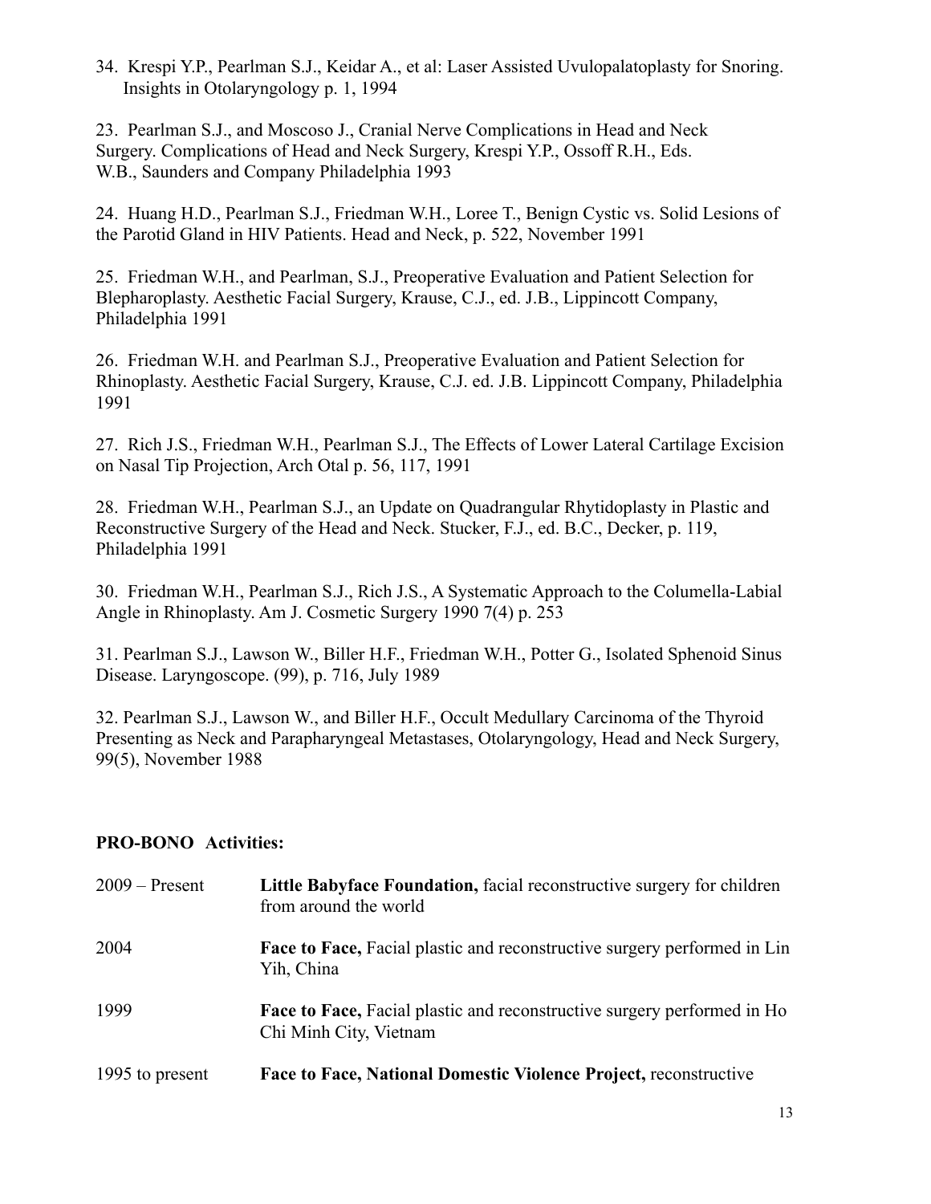34. Krespi Y.P., Pearlman S.J., Keidar A., et al: Laser Assisted Uvulopalatoplasty for Snoring. Insights in Otolaryngology p. 1, 1994

23. Pearlman S.J., and Moscoso J., Cranial Nerve Complications in Head and Neck Surgery. Complications of Head and Neck Surgery, Krespi Y.P., Ossoff R.H., Eds. W.B., Saunders and Company Philadelphia 1993

24. Huang H.D., Pearlman S.J., Friedman W.H., Loree T., Benign Cystic vs. Solid Lesions of the Parotid Gland in HIV Patients. Head and Neck, p. 522, November 1991

25. Friedman W.H., and Pearlman, S.J., Preoperative Evaluation and Patient Selection for Blepharoplasty. Aesthetic Facial Surgery, Krause, C.J., ed. J.B., Lippincott Company, Philadelphia 1991

26. Friedman W.H. and Pearlman S.J., Preoperative Evaluation and Patient Selection for Rhinoplasty. Aesthetic Facial Surgery, Krause, C.J. ed. J.B. Lippincott Company, Philadelphia 1991

27. Rich J.S., Friedman W.H., Pearlman S.J., The Effects of Lower Lateral Cartilage Excision on Nasal Tip Projection, Arch Otal p. 56, 117, 1991

28. Friedman W.H., Pearlman S.J., an Update on Quadrangular Rhytidoplasty in Plastic and Reconstructive Surgery of the Head and Neck. Stucker, F.J., ed. B.C., Decker, p. 119, Philadelphia 1991

30. Friedman W.H., Pearlman S.J., Rich J.S., A Systematic Approach to the Columella-Labial Angle in Rhinoplasty. Am J. Cosmetic Surgery 1990 7(4) p. 253

31. Pearlman S.J., Lawson W., Biller H.F., Friedman W.H., Potter G., Isolated Sphenoid Sinus Disease. Laryngoscope. (99), p. 716, July 1989

32. Pearlman S.J., Lawson W., and Biller H.F., Occult Medullary Carcinoma of the Thyroid Presenting as Neck and Parapharyngeal Metastases, Otolaryngology, Head and Neck Surgery, 99(5), November 1988

**PRO-BONO Activities:**

| | |
|---|---|
| 2009 – Present | **Little Babyface Foundation,** facial reconstructive surgery for children from around the world |
| 2004 | **Face to Face,** Facial plastic and reconstructive surgery performed in Lin Yih, China |
| 1999 | **Face to Face,** Facial plastic and reconstructive surgery performed in Ho Chi Minh City, Vietnam |
| 1995 to present | **Face to Face, National Domestic Violence Project,** reconstructive |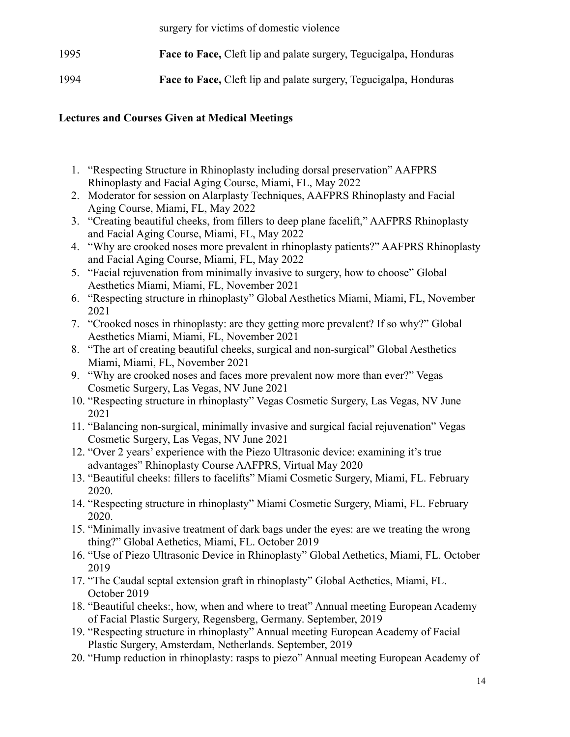surgery for victims of domestic violence

1995 **Face to Face,** Cleft lip and palate surgery, Tegucigalpa, Honduras

1994 **Face to Face,** Cleft lip and palate surgery, Tegucigalpa, Honduras

**Lectures and Courses Given at Medical Meetings**

1. "Respecting Structure in Rhinoplasty including dorsal preservation" AAFPRS Rhinoplasty and Facial Aging Course, Miami, FL, May 2022
2. Moderator for session on Alarplasty Techniques, AAFPRS Rhinoplasty and Facial Aging Course, Miami, FL, May 2022
3. "Creating beautiful cheeks, from fillers to deep plane facelift," AAFPRS Rhinoplasty and Facial Aging Course, Miami, FL, May 2022
4. "Why are crooked noses more prevalent in rhinoplasty patients?" AAFPRS Rhinoplasty and Facial Aging Course, Miami, FL, May 2022
5. "Facial rejuvenation from minimally invasive to surgery, how to choose" Global Aesthetics Miami, Miami, FL, November 2021
6. "Respecting structure in rhinoplasty" Global Aesthetics Miami, Miami, FL, November 2021
7. "Crooked noses in rhinoplasty: are they getting more prevalent? If so why?" Global Aesthetics Miami, Miami, FL, November 2021
8. "The art of creating beautiful cheeks, surgical and non-surgical" Global Aesthetics Miami, Miami, FL, November 2021
9. "Why are crooked noses and faces more prevalent now more than ever?" Vegas Cosmetic Surgery, Las Vegas, NV June 2021
10. "Respecting structure in rhinoplasty" Vegas Cosmetic Surgery, Las Vegas, NV June 2021
11. "Balancing non-surgical, minimally invasive and surgical facial rejuvenation" Vegas Cosmetic Surgery, Las Vegas, NV June 2021
12. "Over 2 years' experience with the Piezo Ultrasonic device: examining it's true advantages" Rhinoplasty Course AAFPRS, Virtual May 2020
13. "Beautiful cheeks: fillers to facelifts" Miami Cosmetic Surgery, Miami, FL. February 2020.
14. "Respecting structure in rhinoplasty" Miami Cosmetic Surgery, Miami, FL. February 2020.
15. "Minimally invasive treatment of dark bags under the eyes: are we treating the wrong thing?" Global Aethetics, Miami, FL. October 2019
16. "Use of Piezo Ultrasonic Device in Rhinoplasty" Global Aethetics, Miami, FL. October 2019
17. "The Caudal septal extension graft in rhinoplasty" Global Aethetics, Miami, FL. October 2019
18. "Beautiful cheeks:, how, when and where to treat" Annual meeting European Academy of Facial Plastic Surgery, Regensberg, Germany. September, 2019
19. "Respecting structure in rhinoplasty" Annual meeting European Academy of Facial Plastic Surgery, Amsterdam, Netherlands. September, 2019
20. "Hump reduction in rhinoplasty: rasps to piezo" Annual meeting European Academy of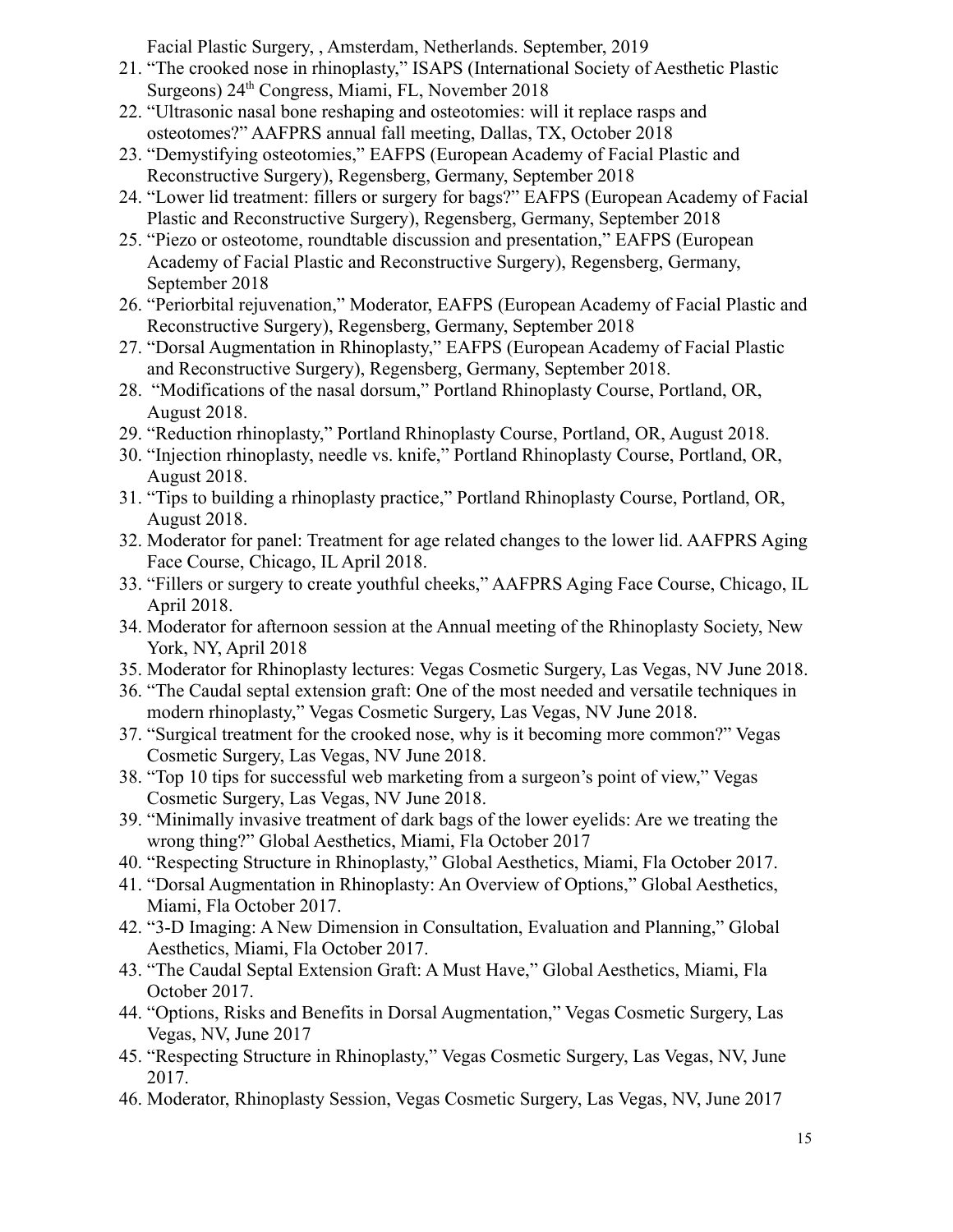Facial Plastic Surgery, , Amsterdam, Netherlands. September, 2019

21. "The crooked nose in rhinoplasty," ISAPS (International Society of Aesthetic Plastic Surgeons) 24th Congress, Miami, FL, November 2018
22. "Ultrasonic nasal bone reshaping and osteotomies: will it replace rasps and osteotomes?" AAFPRS annual fall meeting, Dallas, TX, October 2018
23. "Demystifying osteotomies," EAFPS (European Academy of Facial Plastic and Reconstructive Surgery), Regensberg, Germany, September 2018
24. "Lower lid treatment: fillers or surgery for bags?" EAFPS (European Academy of Facial Plastic and Reconstructive Surgery), Regensberg, Germany, September 2018
25. "Piezo or osteotome, roundtable discussion and presentation," EAFPS (European Academy of Facial Plastic and Reconstructive Surgery), Regensberg, Germany, September 2018
26. "Periorbital rejuvenation," Moderator, EAFPS (European Academy of Facial Plastic and Reconstructive Surgery), Regensberg, Germany, September 2018
27. "Dorsal Augmentation in Rhinoplasty," EAFPS (European Academy of Facial Plastic and Reconstructive Surgery), Regensberg, Germany, September 2018.
28. "Modifications of the nasal dorsum," Portland Rhinoplasty Course, Portland, OR, August 2018.
29. "Reduction rhinoplasty," Portland Rhinoplasty Course, Portland, OR, August 2018.
30. "Injection rhinoplasty, needle vs. knife," Portland Rhinoplasty Course, Portland, OR, August 2018.
31. "Tips to building a rhinoplasty practice," Portland Rhinoplasty Course, Portland, OR, August 2018.
32. Moderator for panel: Treatment for age related changes to the lower lid. AAFPRS Aging Face Course, Chicago, IL April 2018.
33. "Fillers or surgery to create youthful cheeks," AAFPRS Aging Face Course, Chicago, IL April 2018.
34. Moderator for afternoon session at the Annual meeting of the Rhinoplasty Society, New York, NY, April 2018
35. Moderator for Rhinoplasty lectures: Vegas Cosmetic Surgery, Las Vegas, NV June 2018.
36. "The Caudal septal extension graft: One of the most needed and versatile techniques in modern rhinoplasty," Vegas Cosmetic Surgery, Las Vegas, NV June 2018.
37. "Surgical treatment for the crooked nose, why is it becoming more common?" Vegas Cosmetic Surgery, Las Vegas, NV June 2018.
38. "Top 10 tips for successful web marketing from a surgeon's point of view," Vegas Cosmetic Surgery, Las Vegas, NV June 2018.
39. "Minimally invasive treatment of dark bags of the lower eyelids: Are we treating the wrong thing?" Global Aesthetics, Miami, Fla October 2017
40. "Respecting Structure in Rhinoplasty," Global Aesthetics, Miami, Fla October 2017.
41. "Dorsal Augmentation in Rhinoplasty: An Overview of Options," Global Aesthetics, Miami, Fla October 2017.
42. "3-D Imaging: A New Dimension in Consultation, Evaluation and Planning," Global Aesthetics, Miami, Fla October 2017.
43. "The Caudal Septal Extension Graft: A Must Have," Global Aesthetics, Miami, Fla October 2017.
44. "Options, Risks and Benefits in Dorsal Augmentation," Vegas Cosmetic Surgery, Las Vegas, NV, June 2017
45. "Respecting Structure in Rhinoplasty," Vegas Cosmetic Surgery, Las Vegas, NV, June 2017.
46. Moderator, Rhinoplasty Session, Vegas Cosmetic Surgery, Las Vegas, NV, June 2017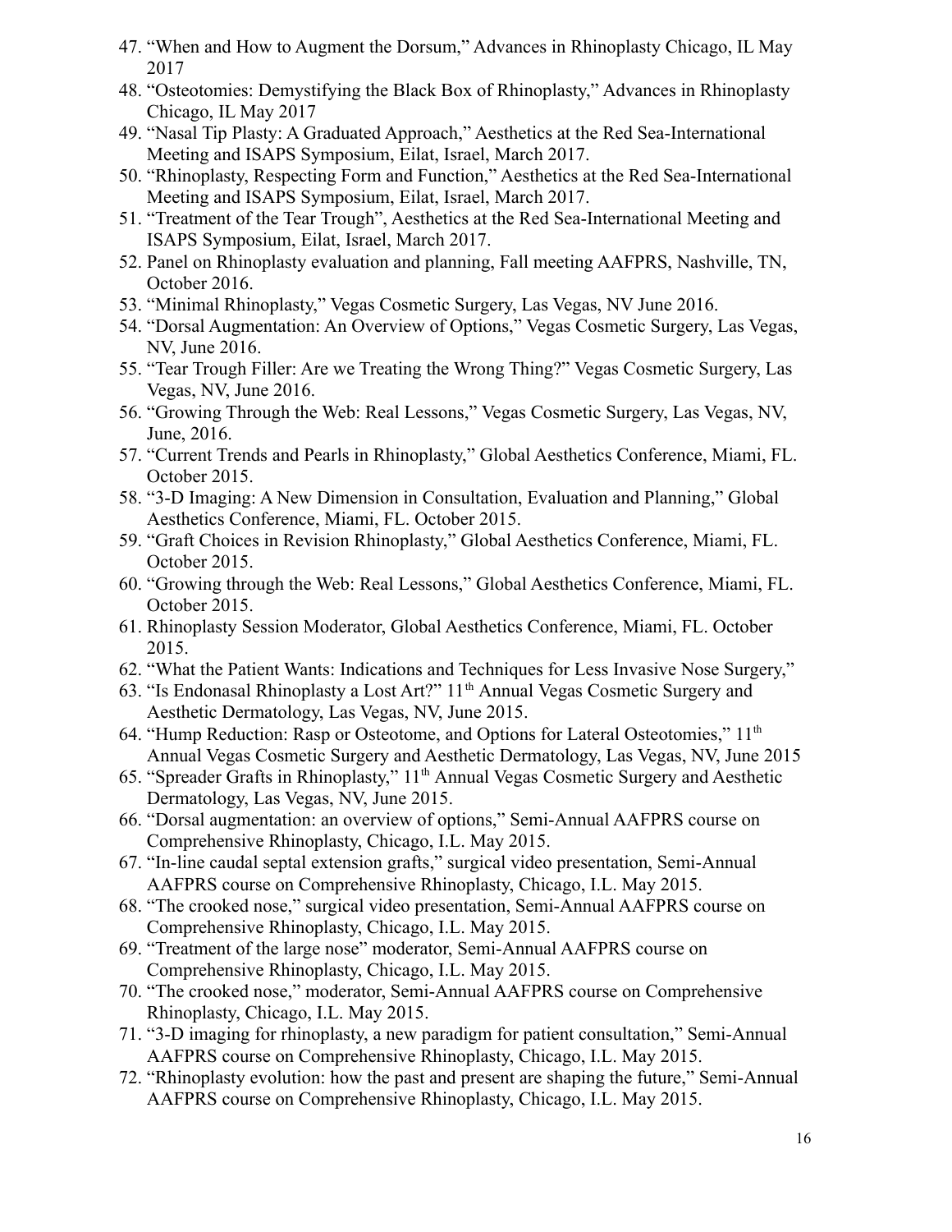47. "When and How to Augment the Dorsum," Advances in Rhinoplasty Chicago, IL May 2017
48. "Osteotomies: Demystifying the Black Box of Rhinoplasty," Advances in Rhinoplasty Chicago, IL May 2017
49. "Nasal Tip Plasty: A Graduated Approach," Aesthetics at the Red Sea-International Meeting and ISAPS Symposium, Eilat, Israel, March 2017.
50. "Rhinoplasty, Respecting Form and Function," Aesthetics at the Red Sea-International Meeting and ISAPS Symposium, Eilat, Israel, March 2017.
51. "Treatment of the Tear Trough", Aesthetics at the Red Sea-International Meeting and ISAPS Symposium, Eilat, Israel, March 2017.
52. Panel on Rhinoplasty evaluation and planning, Fall meeting AAFPRS, Nashville, TN, October 2016.
53. "Minimal Rhinoplasty," Vegas Cosmetic Surgery, Las Vegas, NV June 2016.
54. "Dorsal Augmentation: An Overview of Options," Vegas Cosmetic Surgery, Las Vegas, NV, June 2016.
55. "Tear Trough Filler: Are we Treating the Wrong Thing?" Vegas Cosmetic Surgery, Las Vegas, NV, June 2016.
56. "Growing Through the Web: Real Lessons," Vegas Cosmetic Surgery, Las Vegas, NV, June, 2016.
57. "Current Trends and Pearls in Rhinoplasty," Global Aesthetics Conference, Miami, FL. October 2015.
58. "3-D Imaging: A New Dimension in Consultation, Evaluation and Planning," Global Aesthetics Conference, Miami, FL. October 2015.
59. "Graft Choices in Revision Rhinoplasty," Global Aesthetics Conference, Miami, FL. October 2015.
60. "Growing through the Web: Real Lessons," Global Aesthetics Conference, Miami, FL. October 2015.
61. Rhinoplasty Session Moderator, Global Aesthetics Conference, Miami, FL. October 2015.
62. "What the Patient Wants: Indications and Techniques for Less Invasive Nose Surgery,"
63. "Is Endonasal Rhinoplasty a Lost Art?" 11th Annual Vegas Cosmetic Surgery and Aesthetic Dermatology, Las Vegas, NV, June 2015.
64. "Hump Reduction: Rasp or Osteotome, and Options for Lateral Osteotomies," 11th Annual Vegas Cosmetic Surgery and Aesthetic Dermatology, Las Vegas, NV, June 2015
65. "Spreader Grafts in Rhinoplasty," 11th Annual Vegas Cosmetic Surgery and Aesthetic Dermatology, Las Vegas, NV, June 2015.
66. "Dorsal augmentation: an overview of options," Semi-Annual AAFPRS course on Comprehensive Rhinoplasty, Chicago, I.L. May 2015.
67. "In-line caudal septal extension grafts," surgical video presentation, Semi-Annual AAFPRS course on Comprehensive Rhinoplasty, Chicago, I.L. May 2015.
68. "The crooked nose," surgical video presentation, Semi-Annual AAFPRS course on Comprehensive Rhinoplasty, Chicago, I.L. May 2015.
69. "Treatment of the large nose" moderator, Semi-Annual AAFPRS course on Comprehensive Rhinoplasty, Chicago, I.L. May 2015.
70. "The crooked nose," moderator, Semi-Annual AAFPRS course on Comprehensive Rhinoplasty, Chicago, I.L. May 2015.
71. "3-D imaging for rhinoplasty, a new paradigm for patient consultation," Semi-Annual AAFPRS course on Comprehensive Rhinoplasty, Chicago, I.L. May 2015.
72. "Rhinoplasty evolution: how the past and present are shaping the future," Semi-Annual AAFPRS course on Comprehensive Rhinoplasty, Chicago, I.L. May 2015.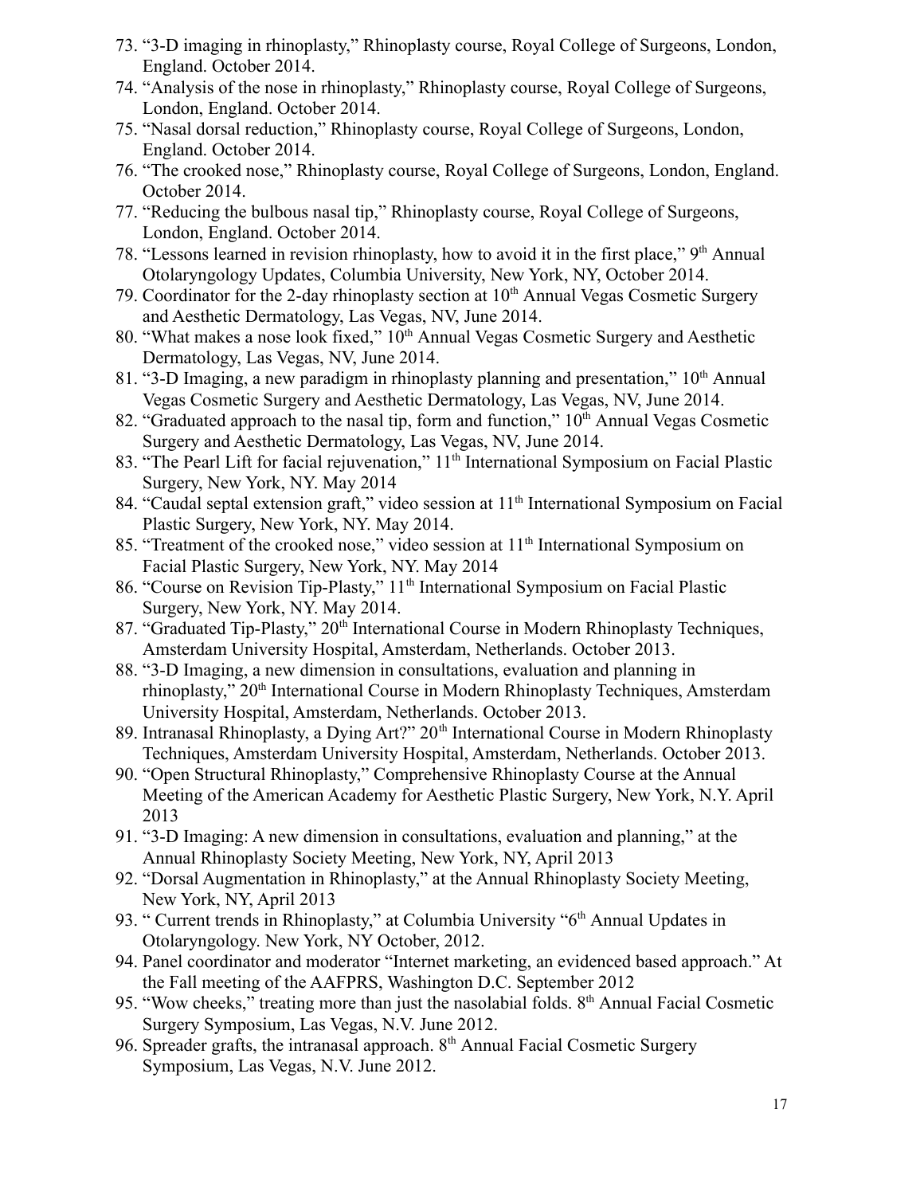73. "3-D imaging in rhinoplasty," Rhinoplasty course, Royal College of Surgeons, London, England. October 2014.
74. "Analysis of the nose in rhinoplasty," Rhinoplasty course, Royal College of Surgeons, London, England. October 2014.
75. "Nasal dorsal reduction," Rhinoplasty course, Royal College of Surgeons, London, England. October 2014.
76. "The crooked nose," Rhinoplasty course, Royal College of Surgeons, London, England. October 2014.
77. "Reducing the bulbous nasal tip," Rhinoplasty course, Royal College of Surgeons, London, England. October 2014.
78. "Lessons learned in revision rhinoplasty, how to avoid it in the first place," 9th Annual Otolaryngology Updates, Columbia University, New York, NY, October 2014.
79. Coordinator for the 2-day rhinoplasty section at 10th Annual Vegas Cosmetic Surgery and Aesthetic Dermatology, Las Vegas, NV, June 2014.
80. "What makes a nose look fixed," 10th Annual Vegas Cosmetic Surgery and Aesthetic Dermatology, Las Vegas, NV, June 2014.
81. "3-D Imaging, a new paradigm in rhinoplasty planning and presentation," 10th Annual Vegas Cosmetic Surgery and Aesthetic Dermatology, Las Vegas, NV, June 2014.
82. "Graduated approach to the nasal tip, form and function," 10th Annual Vegas Cosmetic Surgery and Aesthetic Dermatology, Las Vegas, NV, June 2014.
83. "The Pearl Lift for facial rejuvenation," 11th International Symposium on Facial Plastic Surgery, New York, NY. May 2014
84. "Caudal septal extension graft," video session at 11th International Symposium on Facial Plastic Surgery, New York, NY. May 2014.
85. "Treatment of the crooked nose," video session at 11th International Symposium on Facial Plastic Surgery, New York, NY. May 2014
86. "Course on Revision Tip-Plasty," 11th International Symposium on Facial Plastic Surgery, New York, NY. May 2014.
87. "Graduated Tip-Plasty," 20th International Course in Modern Rhinoplasty Techniques, Amsterdam University Hospital, Amsterdam, Netherlands. October 2013.
88. "3-D Imaging, a new dimension in consultations, evaluation and planning in rhinoplasty," 20th International Course in Modern Rhinoplasty Techniques, Amsterdam University Hospital, Amsterdam, Netherlands. October 2013.
89. Intranasal Rhinoplasty, a Dying Art?" 20th International Course in Modern Rhinoplasty Techniques, Amsterdam University Hospital, Amsterdam, Netherlands. October 2013.
90. "Open Structural Rhinoplasty," Comprehensive Rhinoplasty Course at the Annual Meeting of the American Academy for Aesthetic Plastic Surgery, New York, N.Y. April 2013
91. "3-D Imaging: A new dimension in consultations, evaluation and planning," at the Annual Rhinoplasty Society Meeting, New York, NY, April 2013
92. "Dorsal Augmentation in Rhinoplasty," at the Annual Rhinoplasty Society Meeting, New York, NY, April 2013
93. " Current trends in Rhinoplasty," at Columbia University "6th Annual Updates in Otolaryngology. New York, NY October, 2012.
94. Panel coordinator and moderator "Internet marketing, an evidenced based approach." At the Fall meeting of the AAFPRS, Washington D.C. September 2012
95. "Wow cheeks," treating more than just the nasolabial folds. 8th Annual Facial Cosmetic Surgery Symposium, Las Vegas, N.V. June 2012.
96. Spreader grafts, the intranasal approach. 8th Annual Facial Cosmetic Surgery Symposium, Las Vegas, N.V. June 2012.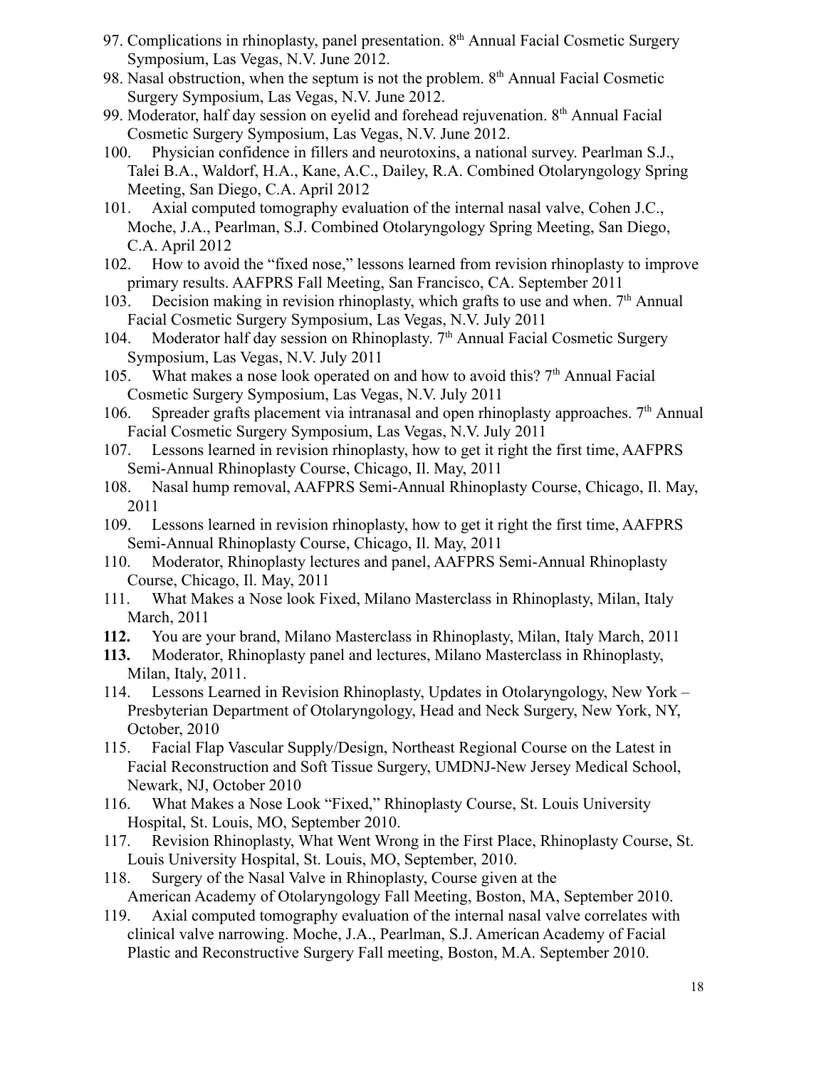97. Complications in rhinoplasty, panel presentation. 8th Annual Facial Cosmetic Surgery Symposium, Las Vegas, N.V. June 2012.
98. Nasal obstruction, when the septum is not the problem. 8th Annual Facial Cosmetic Surgery Symposium, Las Vegas, N.V. June 2012.
99. Moderator, half day session on eyelid and forehead rejuvenation. 8th Annual Facial Cosmetic Surgery Symposium, Las Vegas, N.V. June 2012.
100. Physician confidence in fillers and neurotoxins, a national survey. Pearlman S.J., Talei B.A., Waldorf, H.A., Kane, A.C., Dailey, R.A. Combined Otolaryngology Spring Meeting, San Diego, C.A. April 2012
101. Axial computed tomography evaluation of the internal nasal valve, Cohen J.C., Moche, J.A., Pearlman, S.J. Combined Otolaryngology Spring Meeting, San Diego, C.A. April 2012
102. How to avoid the "fixed nose," lessons learned from revision rhinoplasty to improve primary results. AAFPRS Fall Meeting, San Francisco, CA. September 2011
103. Decision making in revision rhinoplasty, which grafts to use and when. 7th Annual Facial Cosmetic Surgery Symposium, Las Vegas, N.V. July 2011
104. Moderator half day session on Rhinoplasty. 7th Annual Facial Cosmetic Surgery Symposium, Las Vegas, N.V. July 2011
105. What makes a nose look operated on and how to avoid this? 7th Annual Facial Cosmetic Surgery Symposium, Las Vegas, N.V. July 2011
106. Spreader grafts placement via intranasal and open rhinoplasty approaches. 7th Annual Facial Cosmetic Surgery Symposium, Las Vegas, N.V. July 2011
107. Lessons learned in revision rhinoplasty, how to get it right the first time, AAFPRS Semi-Annual Rhinoplasty Course, Chicago, Il. May, 2011
108. Nasal hump removal, AAFPRS Semi-Annual Rhinoplasty Course, Chicago, Il. May, 2011
109. Lessons learned in revision rhinoplasty, how to get it right the first time, AAFPRS Semi-Annual Rhinoplasty Course, Chicago, Il. May, 2011
110. Moderator, Rhinoplasty lectures and panel, AAFPRS Semi-Annual Rhinoplasty Course, Chicago, Il. May, 2011
111. What Makes a Nose look Fixed, Milano Masterclass in Rhinoplasty, Milan, Italy March, 2011
112. You are your brand, Milano Masterclass in Rhinoplasty, Milan, Italy March, 2011
113. Moderator, Rhinoplasty panel and lectures, Milano Masterclass in Rhinoplasty, Milan, Italy, 2011.
114. Lessons Learned in Revision Rhinoplasty, Updates in Otolaryngology, New York – Presbyterian Department of Otolaryngology, Head and Neck Surgery, New York, NY, October, 2010
115. Facial Flap Vascular Supply/Design, Northeast Regional Course on the Latest in Facial Reconstruction and Soft Tissue Surgery, UMDNJ-New Jersey Medical School, Newark, NJ, October 2010
116. What Makes a Nose Look "Fixed," Rhinoplasty Course, St. Louis University Hospital, St. Louis, MO, September 2010.
117. Revision Rhinoplasty, What Went Wrong in the First Place, Rhinoplasty Course, St. Louis University Hospital, St. Louis, MO, September, 2010.
118. Surgery of the Nasal Valve in Rhinoplasty, Course given at the American Academy of Otolaryngology Fall Meeting, Boston, MA, September 2010.
119. Axial computed tomography evaluation of the internal nasal valve correlates with clinical valve narrowing. Moche, J.A., Pearlman, S.J. American Academy of Facial Plastic and Reconstructive Surgery Fall meeting, Boston, M.A. September 2010.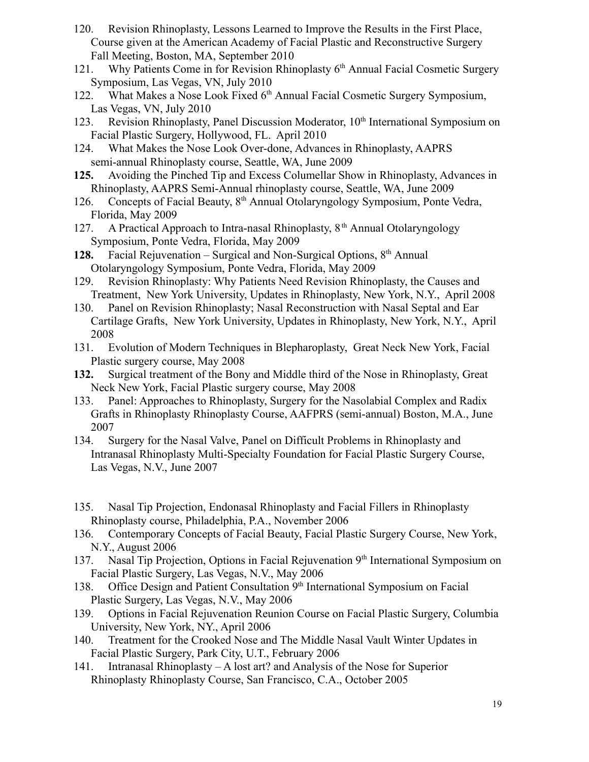120. Revision Rhinoplasty, Lessons Learned to Improve the Results in the First Place, Course given at the American Academy of Facial Plastic and Reconstructive Surgery Fall Meeting, Boston, MA, September 2010
121. Why Patients Come in for Revision Rhinoplasty 6th Annual Facial Cosmetic Surgery Symposium, Las Vegas, VN, July 2010
122. What Makes a Nose Look Fixed 6th Annual Facial Cosmetic Surgery Symposium, Las Vegas, VN, July 2010
123. Revision Rhinoplasty, Panel Discussion Moderator, 10th International Symposium on Facial Plastic Surgery, Hollywood, FL. April 2010
124. What Makes the Nose Look Over-done, Advances in Rhinoplasty, AAPRS semi-annual Rhinoplasty course, Seattle, WA, June 2009
**125.** Avoiding the Pinched Tip and Excess Columellar Show in Rhinoplasty, Advances in Rhinoplasty, AAPRS Semi-Annual rhinoplasty course, Seattle, WA, June 2009
126. Concepts of Facial Beauty, 8th Annual Otolaryngology Symposium, Ponte Vedra, Florida, May 2009
127. A Practical Approach to Intra-nasal Rhinoplasty, 8th Annual Otolaryngology Symposium, Ponte Vedra, Florida, May 2009
**128.** Facial Rejuvenation – Surgical and Non-Surgical Options, 8th Annual Otolaryngology Symposium, Ponte Vedra, Florida, May 2009
129. Revision Rhinoplasty: Why Patients Need Revision Rhinoplasty, the Causes and Treatment, New York University, Updates in Rhinoplasty, New York, N.Y., April 2008
130. Panel on Revision Rhinoplasty; Nasal Reconstruction with Nasal Septal and Ear Cartilage Grafts, New York University, Updates in Rhinoplasty, New York, N.Y., April 2008
131. Evolution of Modern Techniques in Blepharoplasty, Great Neck New York, Facial Plastic surgery course, May 2008
**132.** Surgical treatment of the Bony and Middle third of the Nose in Rhinoplasty, Great Neck New York, Facial Plastic surgery course, May 2008
133. Panel: Approaches to Rhinoplasty, Surgery for the Nasolabial Complex and Radix Grafts in Rhinoplasty Rhinoplasty Course, AAFPRS (semi-annual) Boston, M.A., June 2007
134. Surgery for the Nasal Valve, Panel on Difficult Problems in Rhinoplasty and Intranasal Rhinoplasty Multi-Specialty Foundation for Facial Plastic Surgery Course, Las Vegas, N.V., June 2007

135. Nasal Tip Projection, Endonasal Rhinoplasty and Facial Fillers in Rhinoplasty Rhinoplasty course, Philadelphia, P.A., November 2006
136. Contemporary Concepts of Facial Beauty, Facial Plastic Surgery Course, New York, N.Y., August 2006
137. Nasal Tip Projection, Options in Facial Rejuvenation 9th International Symposium on Facial Plastic Surgery, Las Vegas, N.V., May 2006
138. Office Design and Patient Consultation 9th International Symposium on Facial Plastic Surgery, Las Vegas, N.V., May 2006
139. Options in Facial Rejuvenation Reunion Course on Facial Plastic Surgery, Columbia University, New York, NY., April 2006
140. Treatment for the Crooked Nose and The Middle Nasal Vault Winter Updates in Facial Plastic Surgery, Park City, U.T., February 2006
141. Intranasal Rhinoplasty – A lost art? and Analysis of the Nose for Superior Rhinoplasty Rhinoplasty Course, San Francisco, C.A., October 2005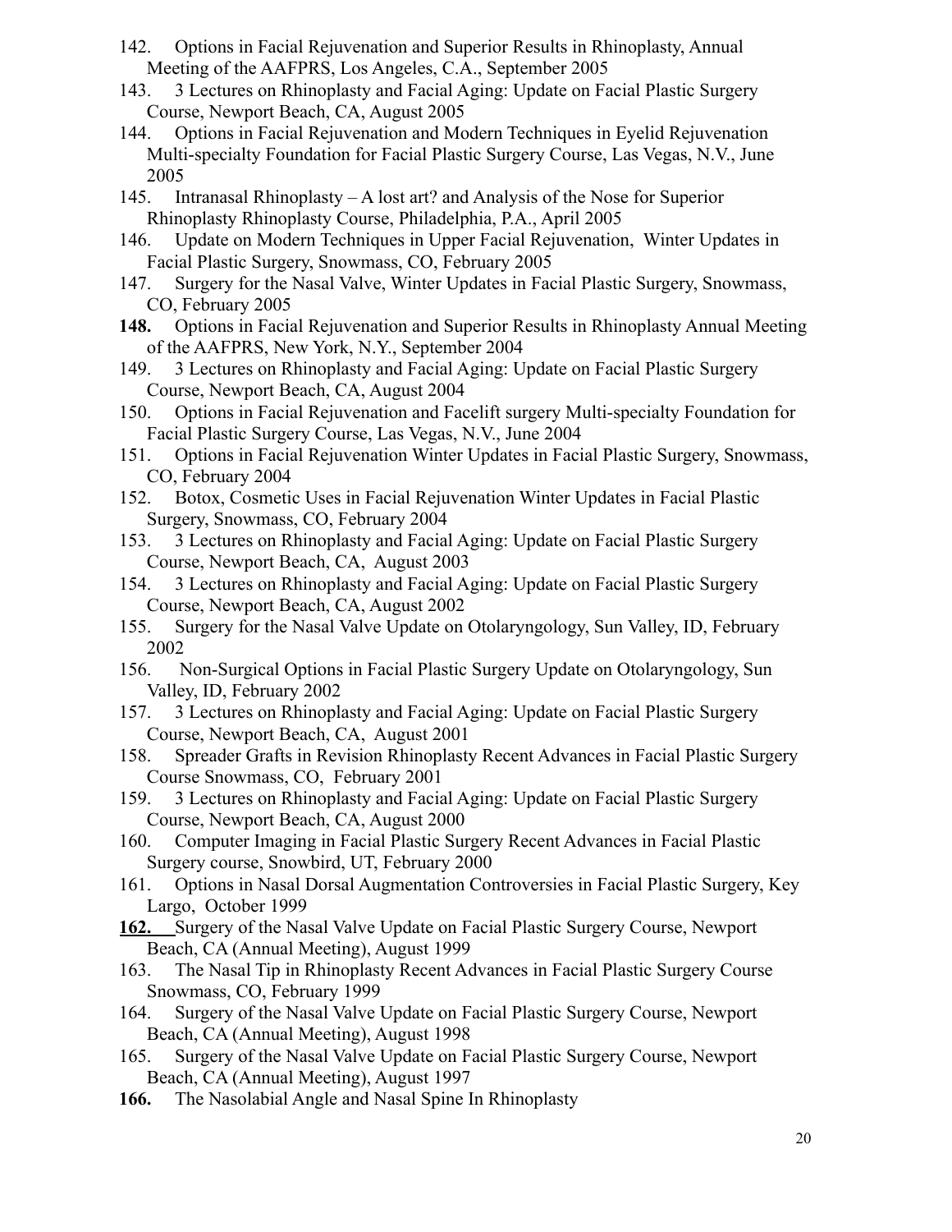142. Options in Facial Rejuvenation and Superior Results in Rhinoplasty, Annual Meeting of the AAFPRS, Los Angeles, C.A., September 2005
143. 3 Lectures on Rhinoplasty and Facial Aging: Update on Facial Plastic Surgery Course, Newport Beach, CA, August 2005
144. Options in Facial Rejuvenation and Modern Techniques in Eyelid Rejuvenation Multi-specialty Foundation for Facial Plastic Surgery Course, Las Vegas, N.V., June 2005
145. Intranasal Rhinoplasty – A lost art? and Analysis of the Nose for Superior Rhinoplasty Rhinoplasty Course, Philadelphia, P.A., April 2005
146. Update on Modern Techniques in Upper Facial Rejuvenation, Winter Updates in Facial Plastic Surgery, Snowmass, CO, February 2005
147. Surgery for the Nasal Valve, Winter Updates in Facial Plastic Surgery, Snowmass, CO, February 2005
**148.** Options in Facial Rejuvenation and Superior Results in Rhinoplasty Annual Meeting of the AAFPRS, New York, N.Y., September 2004
149. 3 Lectures on Rhinoplasty and Facial Aging: Update on Facial Plastic Surgery Course, Newport Beach, CA, August 2004
150. Options in Facial Rejuvenation and Facelift surgery Multi-specialty Foundation for Facial Plastic Surgery Course, Las Vegas, N.V., June 2004
151. Options in Facial Rejuvenation Winter Updates in Facial Plastic Surgery, Snowmass, CO, February 2004
152. Botox, Cosmetic Uses in Facial Rejuvenation Winter Updates in Facial Plastic Surgery, Snowmass, CO, February 2004
153. 3 Lectures on Rhinoplasty and Facial Aging: Update on Facial Plastic Surgery Course, Newport Beach, CA, August 2003
154. 3 Lectures on Rhinoplasty and Facial Aging: Update on Facial Plastic Surgery Course, Newport Beach, CA, August 2002
155. Surgery for the Nasal Valve Update on Otolaryngology, Sun Valley, ID, February 2002
156. Non-Surgical Options in Facial Plastic Surgery Update on Otolaryngology, Sun Valley, ID, February 2002
157. 3 Lectures on Rhinoplasty and Facial Aging: Update on Facial Plastic Surgery Course, Newport Beach, CA, August 2001
158. Spreader Grafts in Revision Rhinoplasty Recent Advances in Facial Plastic Surgery Course Snowmass, CO, February 2001
159. 3 Lectures on Rhinoplasty and Facial Aging: Update on Facial Plastic Surgery Course, Newport Beach, CA, August 2000
160. Computer Imaging in Facial Plastic Surgery Recent Advances in Facial Plastic Surgery course, Snowbird, UT, February 2000
161. Options in Nasal Dorsal Augmentation Controversies in Facial Plastic Surgery, Key Largo, October 1999
**162.** Surgery of the Nasal Valve Update on Facial Plastic Surgery Course, Newport Beach, CA (Annual Meeting), August 1999
163. The Nasal Tip in Rhinoplasty Recent Advances in Facial Plastic Surgery Course Snowmass, CO, February 1999
164. Surgery of the Nasal Valve Update on Facial Plastic Surgery Course, Newport Beach, CA (Annual Meeting), August 1998
165. Surgery of the Nasal Valve Update on Facial Plastic Surgery Course, Newport Beach, CA (Annual Meeting), August 1997
**166.** The Nasolabial Angle and Nasal Spine In Rhinoplasty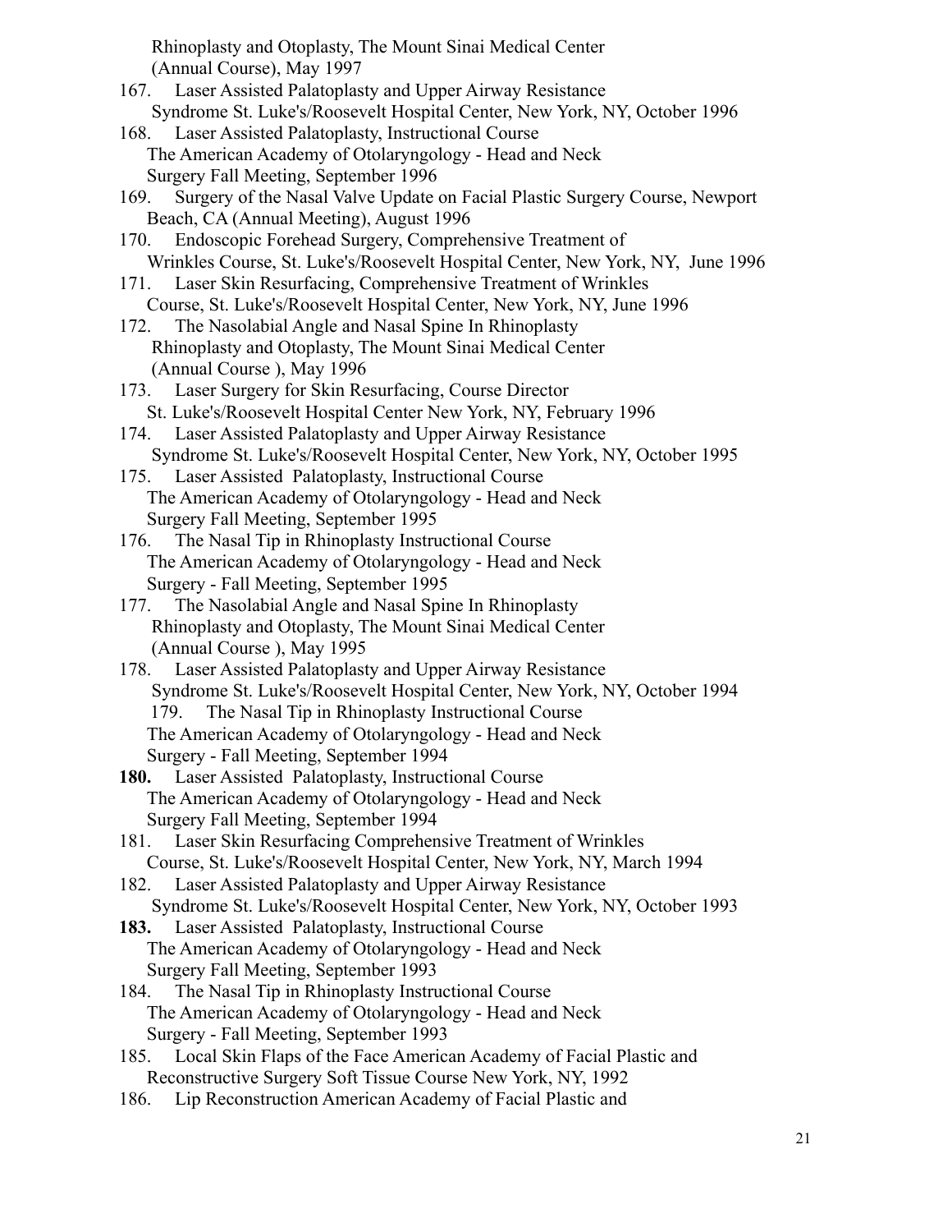Rhinoplasty and Otoplasty, The Mount Sinai Medical Center (Annual Course), May 1997

167. Laser Assisted Palatoplasty and Upper Airway Resistance Syndrome St. Luke's/Roosevelt Hospital Center, New York, NY, October 1996
168. Laser Assisted Palatoplasty, Instructional Course The American Academy of Otolaryngology - Head and Neck Surgery Fall Meeting, September 1996
169. Surgery of the Nasal Valve Update on Facial Plastic Surgery Course, Newport Beach, CA (Annual Meeting), August 1996
170. Endoscopic Forehead Surgery, Comprehensive Treatment of Wrinkles Course, St. Luke's/Roosevelt Hospital Center, New York, NY, June 1996
171. Laser Skin Resurfacing, Comprehensive Treatment of Wrinkles Course, St. Luke's/Roosevelt Hospital Center, New York, NY, June 1996
172. The Nasolabial Angle and Nasal Spine In Rhinoplasty Rhinoplasty and Otoplasty, The Mount Sinai Medical Center (Annual Course ), May 1996
173. Laser Surgery for Skin Resurfacing, Course Director St. Luke's/Roosevelt Hospital Center New York, NY, February 1996
174. Laser Assisted Palatoplasty and Upper Airway Resistance Syndrome St. Luke's/Roosevelt Hospital Center, New York, NY, October 1995
175. Laser Assisted Palatoplasty, Instructional Course The American Academy of Otolaryngology - Head and Neck Surgery Fall Meeting, September 1995
176. The Nasal Tip in Rhinoplasty Instructional Course The American Academy of Otolaryngology - Head and Neck Surgery - Fall Meeting, September 1995
177. The Nasolabial Angle and Nasal Spine In Rhinoplasty Rhinoplasty and Otoplasty, The Mount Sinai Medical Center (Annual Course ), May 1995
178. Laser Assisted Palatoplasty and Upper Airway Resistance Syndrome St. Luke's/Roosevelt Hospital Center, New York, NY, October 1994
179. The Nasal Tip in Rhinoplasty Instructional Course The American Academy of Otolaryngology - Head and Neck Surgery - Fall Meeting, September 1994
**180.** Laser Assisted Palatoplasty, Instructional Course The American Academy of Otolaryngology - Head and Neck Surgery Fall Meeting, September 1994
181. Laser Skin Resurfacing Comprehensive Treatment of Wrinkles Course, St. Luke's/Roosevelt Hospital Center, New York, NY, March 1994
182. Laser Assisted Palatoplasty and Upper Airway Resistance Syndrome St. Luke's/Roosevelt Hospital Center, New York, NY, October 1993
**183.** Laser Assisted Palatoplasty, Instructional Course The American Academy of Otolaryngology - Head and Neck Surgery Fall Meeting, September 1993
184. The Nasal Tip in Rhinoplasty Instructional Course The American Academy of Otolaryngology - Head and Neck Surgery - Fall Meeting, September 1993
185. Local Skin Flaps of the Face American Academy of Facial Plastic and Reconstructive Surgery Soft Tissue Course New York, NY, 1992
186. Lip Reconstruction American Academy of Facial Plastic and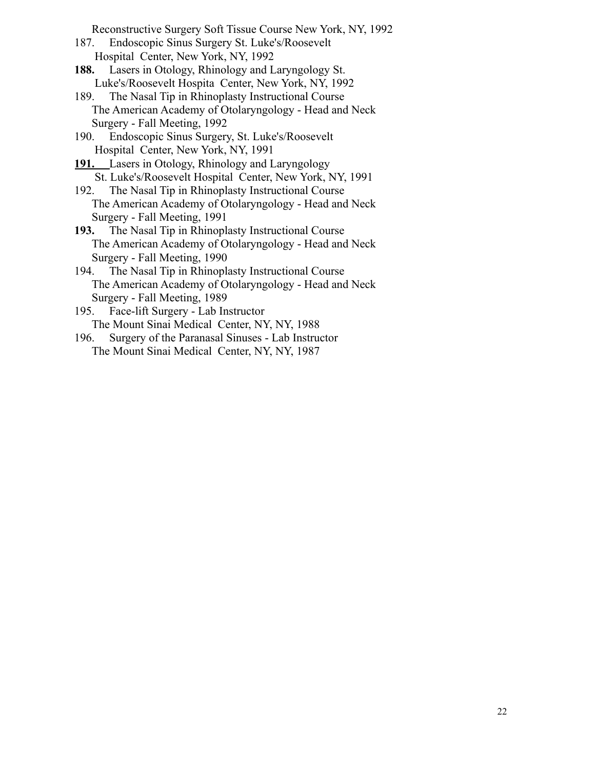Reconstructive Surgery Soft Tissue Course New York, NY, 1992

187. Endoscopic Sinus Surgery St. Luke's/Roosevelt Hospital Center, New York, NY, 1992
188. Lasers in Otology, Rhinology and Laryngology St. Luke's/Roosevelt Hospita Center, New York, NY, 1992
189. The Nasal Tip in Rhinoplasty Instructional Course The American Academy of Otolaryngology - Head and Neck Surgery - Fall Meeting, 1992
190. Endoscopic Sinus Surgery, St. Luke's/Roosevelt Hospital Center, New York, NY, 1991
191. Lasers in Otology, Rhinology and Laryngology St. Luke's/Roosevelt Hospital Center, New York, NY, 1991
192. The Nasal Tip in Rhinoplasty Instructional Course The American Academy of Otolaryngology - Head and Neck Surgery - Fall Meeting, 1991
193. The Nasal Tip in Rhinoplasty Instructional Course The American Academy of Otolaryngology - Head and Neck Surgery - Fall Meeting, 1990
194. The Nasal Tip in Rhinoplasty Instructional Course The American Academy of Otolaryngology - Head and Neck Surgery - Fall Meeting, 1989
195. Face-lift Surgery - Lab Instructor The Mount Sinai Medical Center, NY, NY, 1988
196. Surgery of the Paranasal Sinuses - Lab Instructor The Mount Sinai Medical Center, NY, NY, 1987